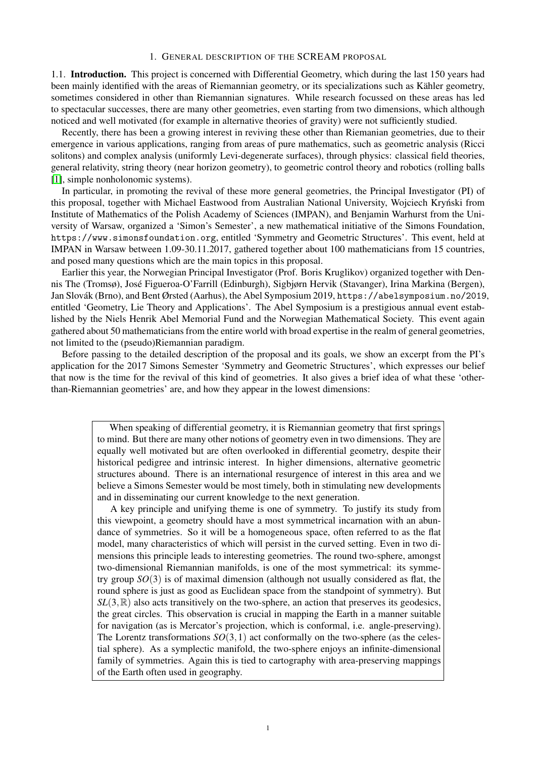# 1. General description of the SCREAM proposal

**1.1. Introduction.** This project is concerned with Differential Geometry, which during the last 150 years had been mainly identified with the areas of Riemannian geometry, or its specializations such as Kähler geometry, sometimes considered in other than Riemannian signatures. While research focussed on these areas has led to spectacular successes, there are many other geometries, even starting from two dimensions, which although noticed and well motivated (for example in alternative theories of gravity) were not sufficiently studied.

Recently, there has been a growing interest in reviving these other than Riemanian geometries, due to their emergence in various applications, ranging from areas of pure mathematics, such as geometric analysis (Ricci solitons) and complex analysis (uniformly Levi-degenerate surfaces), through physics: classical field theories, general relativity, string theory (near horizon geometry), to geometric control theory and robotics (rolling balls [1], simple nonholonomic systems).

In particular, in promoting the revival of these more general geometries, the Principal Investigator (PI) of this proposal, together with Michael Eastwood from Australian National University, Wojciech Kryński from Institute of Mathematics of the Polish Academy of Sciences (IMPAN), and Benjamin Warhurst from the University of Warsaw, organized a 'Simon's Semester', a new mathematical initiative of the Simons Foundation, https://www.simonsfoundation.org, entitled 'Symmetry and Geometric Structures'. This event, held at IMPAN in Warsaw between 1.09-30.11.2017, gathered together about 100 mathematicians from 15 countries, and posed many questions which are the main topics in this proposal.

Earlier this year, the Norwegian Principal Investigator (Prof. Boris Kruglikov) organized together with Dennis The (Tromsø), José Figueroa-O'Farrill (Edinburgh), Sigbjørn Hervik (Stavanger), Irina Markina (Bergen), Jan Slovák (Brno), and Bent Ørsted (Aarhus), the Abel Symposium 2019, https://abelsymposium.no/2019, entitled 'Geometry, Lie Theory and Applications'. The Abel Symposium is a prestigious annual event established by the Niels Henrik Abel Memorial Fund and the Norwegian Mathematical Society. This event again gathered about 50 mathematicians from the entire world with broad expertise in the realm of general geometries, not limited to the (pseudo)Riemannian paradigm.

Before passing to the detailed description of the proposal and its goals, we show an excerpt from the PI's application for the 2017 Simons Semester 'Symmetry and Geometric Structures', which expresses our belief that now is the time for the revival of this kind of geometries. It also gives a brief idea of what these 'other-than-Riemannian geometries' are, and how they appear in the lowest dimensions:

> When speaking of differential geometry, it is Riemannian geometry that first springs to mind. But there are many other notions of geometry even in two dimensions. They are equally well motivated but are often overlooked in differential geometry, despite their historical pedigree and intrinsic interest. In higher dimensions, alternative geometric structures abound. There is an international resurgence of interest in this area and we believe a Simons Semester would be most timely, both in stimulating new developments and in disseminating our current knowledge to the next generation.
>
> A key principle and unifying theme is one of symmetry. To justify its study from this viewpoint, a geometry should have a most symmetrical incarnation with an abundance of symmetries. So it will be a homogeneous space, often referred to as the flat model, many characteristics of which will persist in the curved setting. Even in two dimensions this principle leads to interesting geometries. The round two-sphere, amongst two-dimensional Riemannian manifolds, is one of the most symmetrical: its symmetry group $SO(3)$ is of maximal dimension (although not usually considered as flat, the round sphere is just as good as Euclidean space from the standpoint of symmetry). But $SL(3,\mathbb{R})$ also acts transitively on the two-sphere, an action that preserves its geodesics, the great circles. This observation is crucial in mapping the Earth in a manner suitable for navigation (as is Mercator's projection, which is conformal, i.e. angle-preserving). The Lorentz transformations $SO(3,1)$ act conformally on the two-sphere (as the celestial sphere). As a symplectic manifold, the two-sphere enjoys an infinite-dimensional family of symmetries. Again this is tied to cartography with area-preserving mappings of the Earth often used in geography.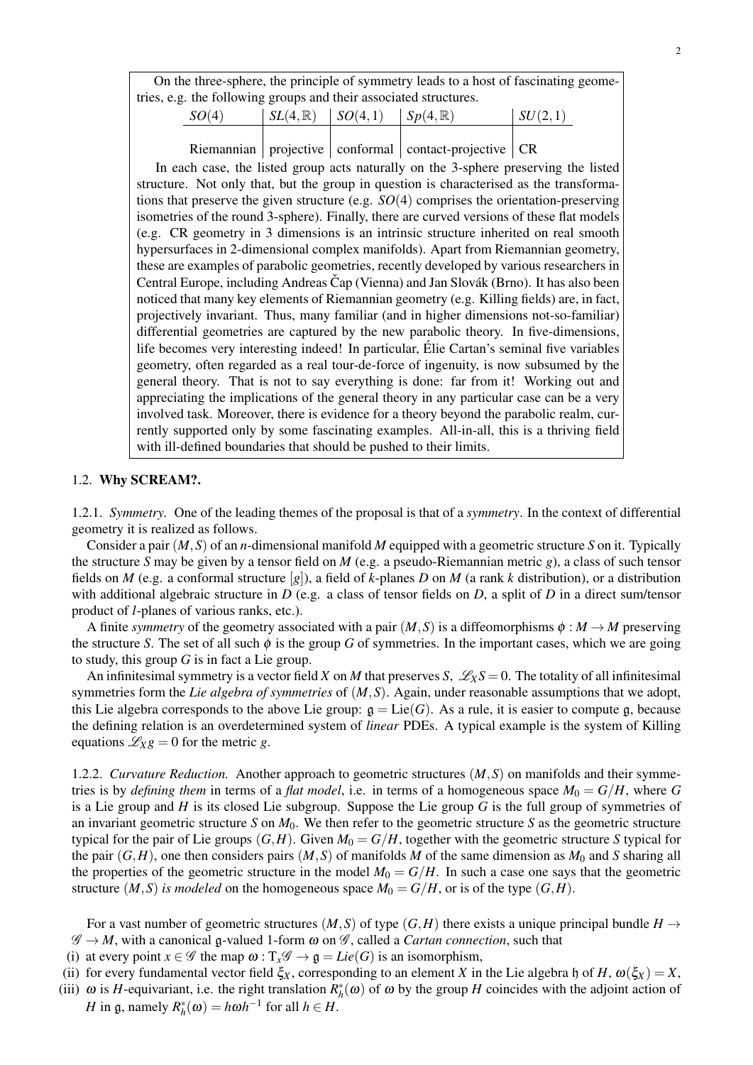On the three-sphere, the principle of symmetry leads to a host of fascinating geometries, e.g. the following groups and their associated structures.

| $SO(4)$ | $SL(4,\mathbb{R})$ | $SO(4,1)$ | $Sp(4,\mathbb{R})$ | $SU(2,1)$ |
|---|---|---|---|---|
| Riemannian | projective | conformal | contact-projective | CR |

In each case, the listed group acts naturally on the 3-sphere preserving the listed structure. Not only that, but the group in question is characterised as the transformations that preserve the given structure (e.g. $SO(4)$ comprises the orientation-preserving isometries of the round 3-sphere). Finally, there are curved versions of these flat models (e.g. CR geometry in 3 dimensions is an intrinsic structure inherited on real smooth hypersurfaces in 2-dimensional complex manifolds). Apart from Riemannian geometry, these are examples of parabolic geometries, recently developed by various researchers in Central Europe, including Andreas Čap (Vienna) and Jan Slovák (Brno). It has also been noticed that many key elements of Riemannian geometry (e.g. Killing fields) are, in fact, projectively invariant. Thus, many familiar (and in higher dimensions not-so-familiar) differential geometries are captured by the new parabolic theory. In five-dimensions, life becomes very interesting indeed! In particular, Élie Cartan's seminal five variables geometry, often regarded as a real tour-de-force of ingenuity, is now subsumed by the general theory. That is not to say everything is done: far from it! Working out and appreciating the implications of the general theory in any particular case can be a very involved task. Moreover, there is evidence for a theory beyond the parabolic realm, currently supported only by some fascinating examples. All-in-all, this is a thriving field with ill-defined boundaries that should be pushed to their limits.

### 1.2. **Why SCREAM?.**

1.2.1. *Symmetry.* One of the leading themes of the proposal is that of a *symmetry*. In the context of differential geometry it is realized as follows.

Consider a pair $(M,S)$ of an $n$-dimensional manifold $M$ equipped with a geometric structure $S$ on it. Typically the structure $S$ may be given by a tensor field on $M$ (e.g. a pseudo-Riemannian metric $g$), a class of such tensor fields on $M$ (e.g. a conformal structure $[g]$), a field of $k$-planes $D$ on $M$ (a rank $k$ distribution), or a distribution with additional algebraic structure in $D$ (e.g. a class of tensor fields on $D$, a split of $D$ in a direct sum/tensor product of $l$-planes of various ranks, etc.).

A finite *symmetry* of the geometry associated with a pair $(M,S)$ is a diffeomorphisms $\phi : M \to M$ preserving the structure $S$. The set of all such $\phi$ is the group $G$ of symmetries. In the important cases, which we are going to study, this group $G$ is in fact a Lie group.

An infinitesimal symmetry is a vector field $X$ on $M$ that preserves $S$, $\mathscr{L}_X S = 0$. The totality of all infinitesimal symmetries form the *Lie algebra of symmetries* of $(M,S)$. Again, under reasonable assumptions that we adopt, this Lie algebra corresponds to the above Lie group: $\mathfrak{g} = \mathrm{Lie}(G)$. As a rule, it is easier to compute $\mathfrak{g}$, because the defining relation is an overdetermined system of *linear* PDEs. A typical example is the system of Killing equations $\mathscr{L}_X g = 0$ for the metric $g$.

1.2.2. *Curvature Reduction.* Another approach to geometric structures $(M,S)$ on manifolds and their symmetries is by *defining them* in terms of a *flat model*, i.e. in terms of a homogeneous space $M_0 = G/H$, where $G$ is a Lie group and $H$ is its closed Lie subgroup. Suppose the Lie group $G$ is the full group of symmetries of an invariant geometric structure $S$ on $M_0$. We then refer to the geometric structure $S$ as the geometric structure typical for the pair of Lie groups $(G,H)$. Given $M_0 = G/H$, together with the geometric structure $S$ typical for the pair $(G,H)$, one then considers pairs $(M,S)$ of manifolds $M$ of the same dimension as $M_0$ and $S$ sharing all the properties of the geometric structure in the model $M_0 = G/H$. In such a case one says that the geometric structure $(M,S)$ *is modeled* on the homogeneous space $M_0 = G/H$, or is of the type $(G,H)$.

For a vast number of geometric structures $(M,S)$ of type $(G,H)$ there exists a unique principal bundle $H \to \mathscr{G} \to M$, with a canonical $\mathfrak{g}$-valued 1-form $\omega$ on $\mathscr{G}$, called a *Cartan connection*, such that

(i) at every point $x \in \mathscr{G}$ the map $\omega : \mathrm{T}_x\mathscr{G} \to \mathfrak{g} = Lie(G)$ is an isomorphism,
(ii) for every fundamental vector field $\xi_X$, corresponding to an element $X$ in the Lie algebra $\mathfrak{h}$ of $H$, $\omega(\xi_X) = X$,
(iii) $\omega$ is $H$-equivariant, i.e. the right translation $R_h^*(\omega)$ of $\omega$ by the group $H$ coincides with the adjoint action of $H$ in $\mathfrak{g}$, namely $R_h^*(\omega) = h\omega h^{-1}$ for all $h \in H$.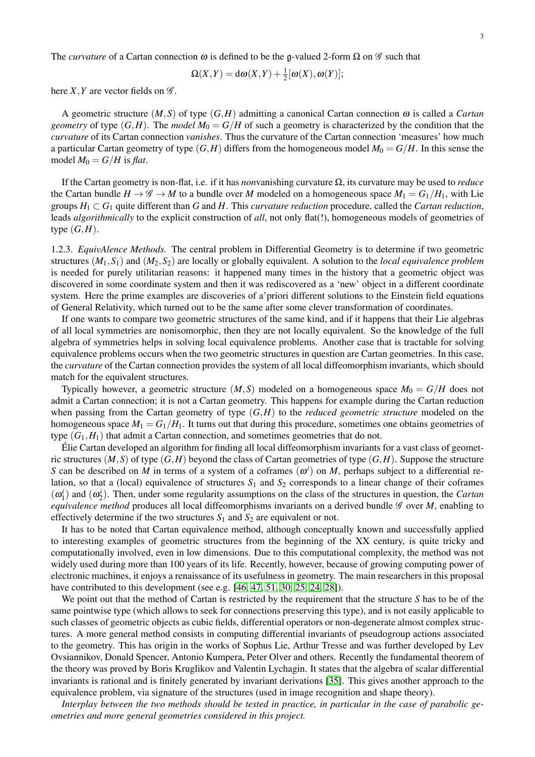The *curvature* of a Cartan connection $\omega$ is defined to be the $\mathfrak{g}$-valued 2-form $\Omega$ on $\mathscr{G}$ such that

$$\Omega(X,Y) = \mathrm{d}\omega(X,Y) + \tfrac{1}{2}[\omega(X),\omega(Y)];$$

here $X,Y$ are vector fields on $\mathscr{G}$.

A geometric structure $(M,S)$ of type $(G,H)$ admitting a canonical Cartan connection $\omega$ is called a *Cartan geometry* of type $(G,H)$. The *model* $M_0 = G/H$ of such a geometry is characterized by the condition that the *curvature* of its Cartan connection *vanishes*. Thus the curvature of the Cartan connection 'measures' how much a particular Cartan geometry of type $(G,H)$ differs from the homogeneous model $M_0 = G/H$. In this sense the model $M_0 = G/H$ is *flat*.

If the Cartan geometry is non-flat, i.e. if it has *non*vanishing curvature $\Omega$, its curvature may be used to *reduce* the Cartan bundle $H \to \mathscr{G} \to M$ to a bundle over $M$ modeled on a homogeneous space $M_1 = G_1/H_1$, with Lie groups $H_1 \subset G_1$ quite different than $G$ and $H$. This *curvature reduction* procedure, called the *Cartan reduction*, leads *algorithmically* to the explicit construction of *all*, not only flat(!), homogeneous models of geometries of type $(G,H)$.

1.2.3. *EquivAlence Methods.* The central problem in Differential Geometry is to determine if two geometric structures $(M_1,S_1)$ and $(M_2,S_2)$ are locally or globally equivalent. A solution to the *local equivalence problem* is needed for purely utilitarian reasons: it happened many times in the history that a geometric object was discovered in some coordinate system and then it was rediscovered as a 'new' object in a different coordinate system. Here the prime examples are discoveries of a'priori different solutions to the Einstein field equations of General Relativity, which turned out to be the same after some clever transformation of coordinates.

If one wants to compare two geometric structures of the same kind, and if it happens that their Lie algebras of all local symmetries are nonisomorphic, then they are not locally equivalent. So the knowledge of the full algebra of symmetries helps in solving local equivalence problems. Another case that is tractable for solving equivalence problems occurs when the two geometric structures in question are Cartan geometries. In this case, the *curvature* of the Cartan connection provides the system of all local diffeomorphism invariants, which should match for the equivalent structures.

Typically however, a geometric structure $(M,S)$ modeled on a homogeneous space $M_0 = G/H$ does not admit a Cartan connection; it is not a Cartan geometry. This happens for example during the Cartan reduction when passing from the Cartan geometry of type $(G,H)$ to the *reduced geometric structure* modeled on the homogeneous space $M_1 = G_1/H_1$. It turns out that during this procedure, sometimes one obtains geometries of type $(G_1,H_1)$ that admit a Cartan connection, and sometimes geometries that do not.

Élie Cartan developed an algorithm for finding all local diffeomorphism invariants for a vast class of geometric structures $(M,S)$ of type $(G,H)$ beyond the class of Cartan geometries of type $(G,H)$. Suppose the structure $S$ can be described on $M$ in terms of a system of a coframes $(\omega^i)$ on $M$, perhaps subject to a differential relation, so that a (local) equivalence of structures $S_1$ and $S_2$ corresponds to a linear change of their coframes $(\omega^i_1)$ and $(\omega^i_2)$. Then, under some regularity assumptions on the class of the structures in question, the *Cartan equivalence method* produces all local diffeomorphisms invariants on a derived bundle $\mathscr{G}$ over $M$, enabling to effectively determine if the two structures $S_1$ and $S_2$ are equivalent or not.

It has to be noted that Cartan equivalence method, although conceptually known and successfully applied to interesting examples of geometric structures from the beginning of the XX century, is quite tricky and computationally involved, even in low dimensions. Due to this computational complexity, the method was not widely used during more than 100 years of its life. Recently, however, because of growing computing power of electronic machines, it enjoys a renaissance of its usefulness in geometry. The main researchers in this proposal have contributed to this development (see e.g. [46, 47, 51, 30, 25, 24, 28]).

We point out that the method of Cartan is restricted by the requirement that the structure $S$ has to be of the same pointwise type (which allows to seek for connections preserving this type), and is not easily applicable to such classes of geometric objects as cubic fields, differential operators or non-degenerate almost complex structures. A more general method consists in computing differential invariants of pseudogroup actions associated to the geometry. This has origin in the works of Sophus Lie, Arthur Tresse and was further developed by Lev Ovsiannikov, Donald Spencer, Antonio Kumpera, Peter Olver and others. Recently the fundamental theorem of the theory was proved by Boris Kruglikov and Valentin Lychagin. It states that the algebra of scalar differential invariants is rational and is finitely generated by invariant derivations [35]. This gives another approach to the equivalence problem, via signature of the structures (used in image recognition and shape theory).

*Interplay between the two methods should be tested in practice, in particular in the case of parabolic geometries and more general geometries considered in this project.*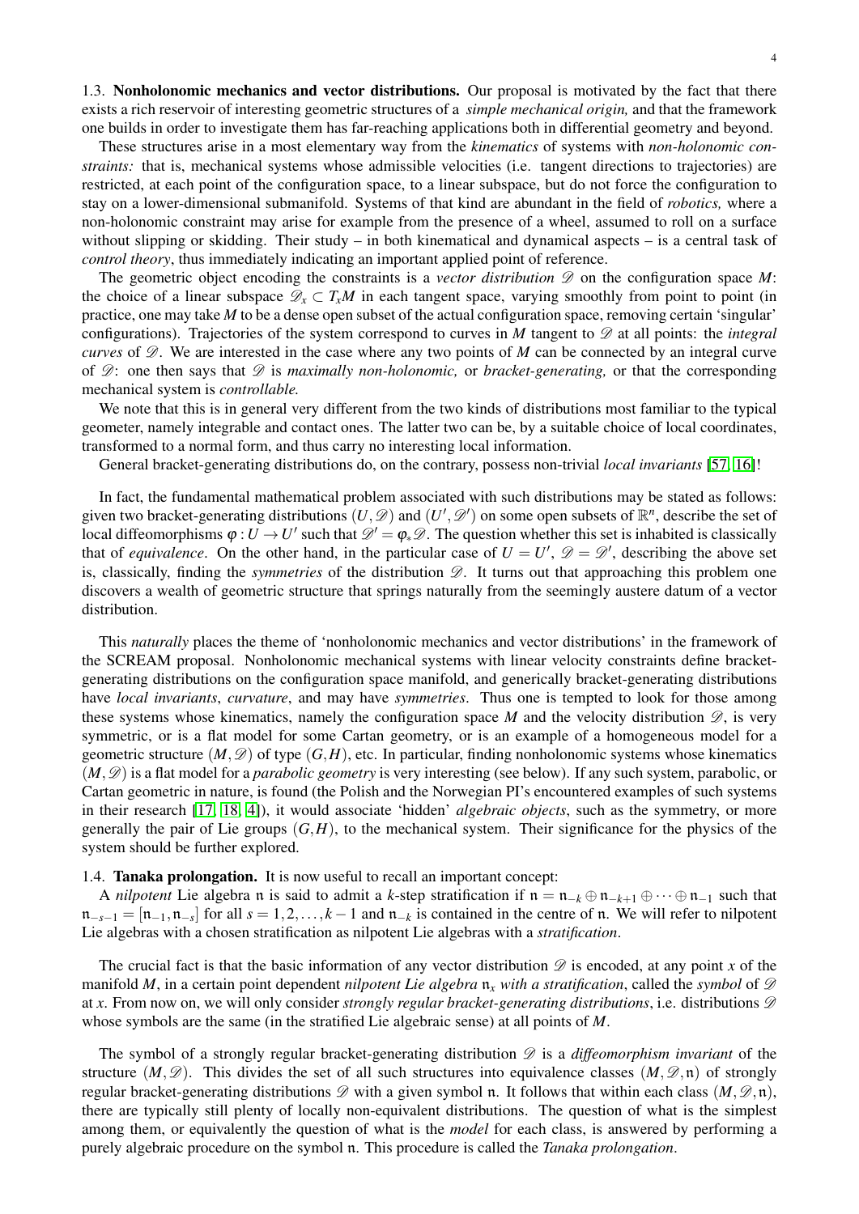**1.3. Nonholonomic mechanics and vector distributions.** Our proposal is motivated by the fact that there exists a rich reservoir of interesting geometric structures of a *simple mechanical origin,* and that the framework one builds in order to investigate them has far-reaching applications both in differential geometry and beyond.

These structures arise in a most elementary way from the *kinematics* of systems with *non-holonomic constraints:* that is, mechanical systems whose admissible velocities (i.e. tangent directions to trajectories) are restricted, at each point of the configuration space, to a linear subspace, but do not force the configuration to stay on a lower-dimensional submanifold. Systems of that kind are abundant in the field of *robotics,* where a non-holonomic constraint may arise for example from the presence of a wheel, assumed to roll on a surface without slipping or skidding. Their study – in both kinematical and dynamical aspects – is a central task of *control theory*, thus immediately indicating an important applied point of reference.

The geometric object encoding the constraints is a *vector distribution* $\mathscr{D}$ on the configuration space $M$: the choice of a linear subspace $\mathscr{D}_x \subset T_xM$ in each tangent space, varying smoothly from point to point (in practice, one may take $M$ to be a dense open subset of the actual configuration space, removing certain 'singular' configurations). Trajectories of the system correspond to curves in $M$ tangent to $\mathscr{D}$ at all points: the *integral curves* of $\mathscr{D}$. We are interested in the case where any two points of $M$ can be connected by an integral curve of $\mathscr{D}$: one then says that $\mathscr{D}$ is *maximally non-holonomic,* or *bracket-generating,* or that the corresponding mechanical system is *controllable.*

We note that this is in general very different from the two kinds of distributions most familiar to the typical geometer, namely integrable and contact ones. The latter two can be, by a suitable choice of local coordinates, transformed to a normal form, and thus carry no interesting local information.

General bracket-generating distributions do, on the contrary, possess non-trivial *local invariants* [57, 16]!

In fact, the fundamental mathematical problem associated with such distributions may be stated as follows: given two bracket-generating distributions $(U,\mathscr{D})$ and $(U',\mathscr{D}')$ on some open subsets of $\mathbb{R}^n$, describe the set of local diffeomorphisms $\varphi : U \to U'$ such that $\mathscr{D}' = \varphi_*\mathscr{D}$. The question whether this set is inhabited is classically that of *equivalence*. On the other hand, in the particular case of $U = U'$, $\mathscr{D} = \mathscr{D}'$, describing the above set is, classically, finding the *symmetries* of the distribution $\mathscr{D}$. It turns out that approaching this problem one discovers a wealth of geometric structure that springs naturally from the seemingly austere datum of a vector distribution.

This *naturally* places the theme of 'nonholonomic mechanics and vector distributions' in the framework of the SCREAM proposal. Nonholonomic mechanical systems with linear velocity constraints define bracket-generating distributions on the configuration space manifold, and generically bracket-generating distributions have *local invariants*, *curvature*, and may have *symmetries*. Thus one is tempted to look for those among these systems whose kinematics, namely the configuration space $M$ and the velocity distribution $\mathscr{D}$, is very symmetric, or is a flat model for some Cartan geometry, or is an example of a homogeneous model for a geometric structure $(M,\mathscr{D})$ of type $(G,H)$, etc. In particular, finding nonholonomic systems whose kinematics $(M,\mathscr{D})$ is a flat model for a *parabolic geometry* is very interesting (see below). If any such system, parabolic, or Cartan geometric in nature, is found (the Polish and the Norwegian PI's encountered examples of such systems in their research [17, 18, 4]), it would associate 'hidden' *algebraic objects*, such as the symmetry, or more generally the pair of Lie groups $(G,H)$, to the mechanical system. Their significance for the physics of the system should be further explored.

**1.4. Tanaka prolongation.** It is now useful to recall an important concept:

A *nilpotent* Lie algebra $\mathfrak{n}$ is said to admit a $k$-step stratification if $\mathfrak{n} = \mathfrak{n}_{-k} \oplus \mathfrak{n}_{-k+1} \oplus \cdots \oplus \mathfrak{n}_{-1}$ such that $\mathfrak{n}_{-s-1} = [\mathfrak{n}_{-1},\mathfrak{n}_{-s}]$ for all $s = 1,2,\ldots,k-1$ and $\mathfrak{n}_{-k}$ is contained in the centre of $\mathfrak{n}$. We will refer to nilpotent Lie algebras with a chosen stratification as nilpotent Lie algebras with a *stratification*.

The crucial fact is that the basic information of any vector distribution $\mathscr{D}$ is encoded, at any point $x$ of the manifold $M$, in a certain point dependent *nilpotent Lie algebra* $\mathfrak{n}_x$ *with a stratification*, called the *symbol* of $\mathscr{D}$ at $x$. From now on, we will only consider *strongly regular bracket-generating distributions*, i.e. distributions $\mathscr{D}$ whose symbols are the same (in the stratified Lie algebraic sense) at all points of $M$.

The symbol of a strongly regular bracket-generating distribution $\mathscr{D}$ is a *diffeomorphism invariant* of the structure $(M,\mathscr{D})$. This divides the set of all such structures into equivalence classes $(M,\mathscr{D},\mathfrak{n})$ of strongly regular bracket-generating distributions $\mathscr{D}$ with a given symbol $\mathfrak{n}$. It follows that within each class $(M,\mathscr{D},\mathfrak{n})$, there are typically still plenty of locally non-equivalent distributions. The question of what is the simplest among them, or equivalently the question of what is the *model* for each class, is answered by performing a purely algebraic procedure on the symbol $\mathfrak{n}$. This procedure is called the *Tanaka prolongation*.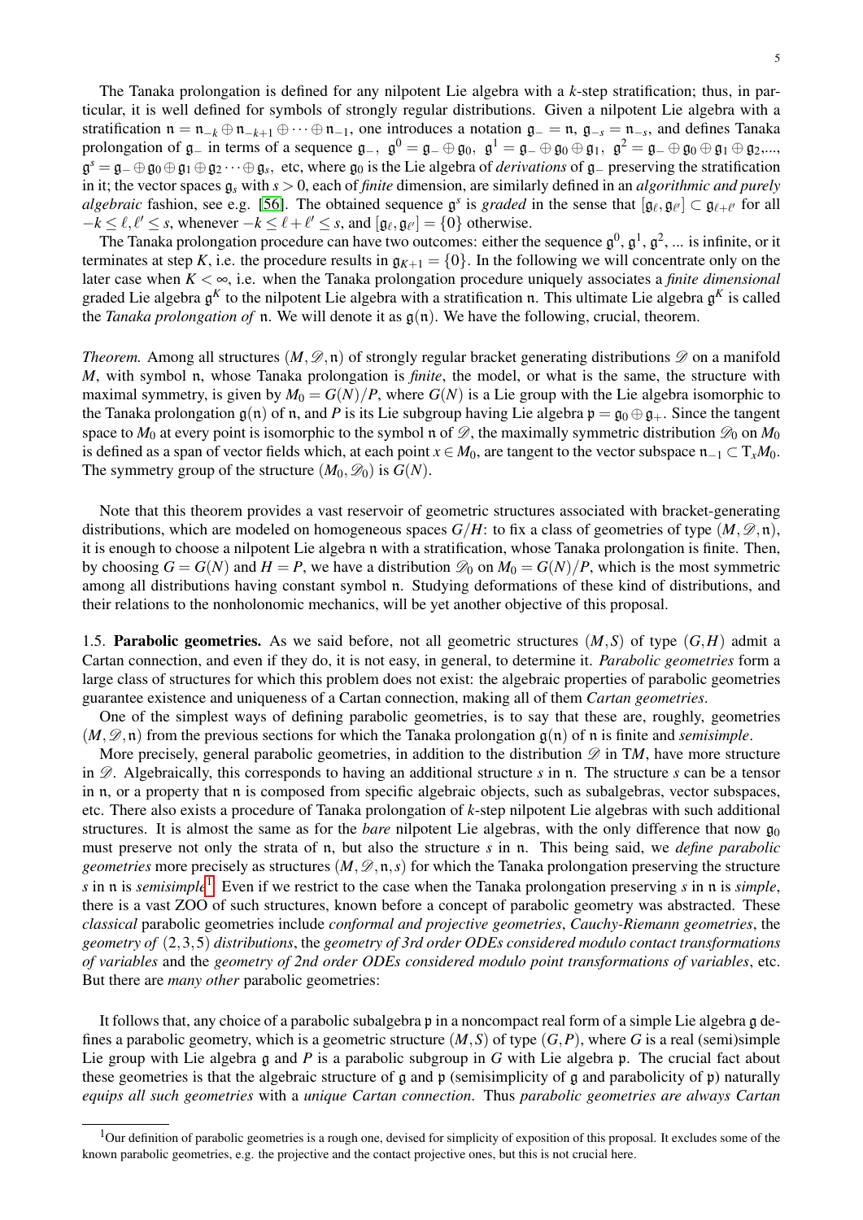The Tanaka prolongation is defined for any nilpotent Lie algebra with a $k$-step stratification; thus, in particular, it is well defined for symbols of strongly regular distributions. Given a nilpotent Lie algebra with a stratification $\mathfrak{n} = \mathfrak{n}_{-k} \oplus \mathfrak{n}_{-k+1} \oplus \cdots \oplus \mathfrak{n}_{-1}$, one introduces a notation $\mathfrak{g}_- = \mathfrak{n}$, $\mathfrak{g}_{-s} = \mathfrak{n}_{-s}$, and defines Tanaka prolongation of $\mathfrak{g}_-$ in terms of a sequence $\mathfrak{g}_-$, $\mathfrak{g}^0 = \mathfrak{g}_- \oplus \mathfrak{g}_0$, $\mathfrak{g}^1 = \mathfrak{g}_- \oplus \mathfrak{g}_0 \oplus \mathfrak{g}_1$, $\mathfrak{g}^2 = \mathfrak{g}_- \oplus \mathfrak{g}_0 \oplus \mathfrak{g}_1 \oplus \mathfrak{g}_2$,..., $\mathfrak{g}^s = \mathfrak{g}_- \oplus \mathfrak{g}_0 \oplus \mathfrak{g}_1 \oplus \mathfrak{g}_2 \cdots \oplus \mathfrak{g}_s$, etc, where $\mathfrak{g}_0$ is the Lie algebra of *derivations* of $\mathfrak{g}_-$ preserving the stratification in it; the vector spaces $\mathfrak{g}_s$ with $s > 0$, each of *finite* dimension, are similarly defined in an *algorithmic and purely algebraic* fashion, see e.g. [56]. The obtained sequence $\mathfrak{g}^s$ is *graded* in the sense that $[\mathfrak{g}_\ell, \mathfrak{g}_{\ell'}] \subset \mathfrak{g}_{\ell+\ell'}$ for all $-k \leq \ell, \ell' \leq s$, whenever $-k \leq \ell + \ell' \leq s$, and $[\mathfrak{g}_\ell, \mathfrak{g}_{\ell'}] = \{0\}$ otherwise.

The Tanaka prolongation procedure can have two outcomes: either the sequence $\mathfrak{g}^0, \mathfrak{g}^1, \mathfrak{g}^2, \ldots$ is infinite, or it terminates at step $K$, i.e. the procedure results in $\mathfrak{g}_{K+1} = \{0\}$. In the following we will concentrate only on the later case when $K < \infty$, i.e. when the Tanaka prolongation procedure uniquely associates a *finite dimensional* graded Lie algebra $\mathfrak{g}^K$ to the nilpotent Lie algebra with a stratification $\mathfrak{n}$. This ultimate Lie algebra $\mathfrak{g}^K$ is called the *Tanaka prolongation of* $\mathfrak{n}$. We will denote it as $\mathfrak{g}(\mathfrak{n})$. We have the following, crucial, theorem.

*Theorem.* Among all structures $(M, \mathscr{D}, \mathfrak{n})$ of strongly regular bracket generating distributions $\mathscr{D}$ on a manifold $M$, with symbol $\mathfrak{n}$, whose Tanaka prolongation is *finite*, the model, or what is the same, the structure with maximal symmetry, is given by $M_0 = G(N)/P$, where $G(N)$ is a Lie group with the Lie algebra isomorphic to the Tanaka prolongation $\mathfrak{g}(\mathfrak{n})$ of $\mathfrak{n}$, and $P$ is its Lie subgroup having Lie algebra $\mathfrak{p} = \mathfrak{g}_0 \oplus \mathfrak{g}_+$. Since the tangent space to $M_0$ at every point is isomorphic to the symbol $\mathfrak{n}$ of $\mathscr{D}$, the maximally symmetric distribution $\mathscr{D}_0$ on $M_0$ is defined as a span of vector fields which, at each point $x \in M_0$, are tangent to the vector subspace $\mathfrak{n}_{-1} \subset \mathrm{T}_x M_0$. The symmetry group of the structure $(M_0, \mathscr{D}_0)$ is $G(N)$.

Note that this theorem provides a vast reservoir of geometric structures associated with bracket-generating distributions, which are modeled on homogeneous spaces $G/H$: to fix a class of geometries of type $(M, \mathscr{D}, \mathfrak{n})$, it is enough to choose a nilpotent Lie algebra $\mathfrak{n}$ with a stratification, whose Tanaka prolongation is finite. Then, by choosing $G = G(N)$ and $H = P$, we have a distribution $\mathscr{D}_0$ on $M_0 = G(N)/P$, which is the most symmetric among all distributions having constant symbol $\mathfrak{n}$. Studying deformations of these kind of distributions, and their relations to the nonholonomic mechanics, will be yet another objective of this proposal.

1.5. **Parabolic geometries.** As we said before, not all geometric structures $(M, S)$ of type $(G, H)$ admit a Cartan connection, and even if they do, it is not easy, in general, to determine it. *Parabolic geometries* form a large class of structures for which this problem does not exist: the algebraic properties of parabolic geometries guarantee existence and uniqueness of a Cartan connection, making all of them *Cartan geometries*.

One of the simplest ways of defining parabolic geometries, is to say that these are, roughly, geometries $(M, \mathscr{D}, \mathfrak{n})$ from the previous sections for which the Tanaka prolongation $\mathfrak{g}(\mathfrak{n})$ of $\mathfrak{n}$ is finite and *semisimple*.

More precisely, general parabolic geometries, in addition to the distribution $\mathscr{D}$ in $\mathrm{T}M$, have more structure in $\mathscr{D}$. Algebraically, this corresponds to having an additional structure $s$ in $\mathfrak{n}$. The structure $s$ can be a tensor in $\mathfrak{n}$, or a property that $\mathfrak{n}$ is composed from specific algebraic objects, such as subalgebras, vector subspaces, etc. There also exists a procedure of Tanaka prolongation of $k$-step nilpotent Lie algebras with such additional structures. It is almost the same as for the *bare* nilpotent Lie algebras, with the only difference that now $\mathfrak{g}_0$ must preserve not only the strata of $\mathfrak{n}$, but also the structure $s$ in $\mathfrak{n}$. This being said, we *define parabolic geometries* more precisely as structures $(M, \mathscr{D}, \mathfrak{n}, s)$ for which the Tanaka prolongation preserving the structure $s$ in $\mathfrak{n}$ is *semisimple*[1]. Even if we restrict to the case when the Tanaka prolongation preserving $s$ in $\mathfrak{n}$ is *simple*, there is a vast ZOO of such structures, known before a concept of parabolic geometry was abstracted. These *classical* parabolic geometries include *conformal and projective geometries*, *Cauchy-Riemann geometries*, the *geometry of* $(2,3,5)$ *distributions*, the *geometry of 3rd order ODEs considered modulo contact transformations of variables* and the *geometry of 2nd order ODEs considered modulo point transformations of variables*, etc. But there are *many other* parabolic geometries:

It follows that, any choice of a parabolic subalgebra $\mathfrak{p}$ in a noncompact real form of a simple Lie algebra $\mathfrak{g}$ defines a parabolic geometry, which is a geometric structure $(M, S)$ of type $(G, P)$, where $G$ is a real (semi)simple Lie group with Lie algebra $\mathfrak{g}$ and $P$ is a parabolic subgroup in $G$ with Lie algebra $\mathfrak{p}$. The crucial fact about these geometries is that the algebraic structure of $\mathfrak{g}$ and $\mathfrak{p}$ (semisimplicity of $\mathfrak{g}$ and parabolicity of $\mathfrak{p}$) naturally *equips all such geometries* with a *unique Cartan connection*. Thus *parabolic geometries are always Cartan*

[1] Our definition of parabolic geometries is a rough one, devised for simplicity of exposition of this proposal. It excludes some of the known parabolic geometries, e.g. the projective and the contact projective ones, but this is not crucial here.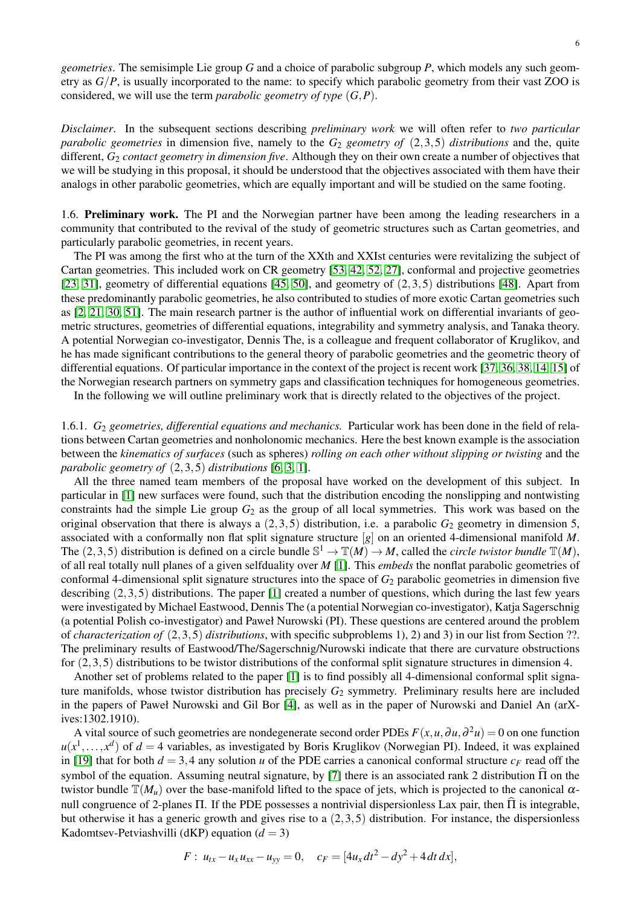*geometries*. The semisimple Lie group $G$ and a choice of parabolic subgroup $P$, which models any such geometry as $G/P$, is usually incorporated to the name: to specify which parabolic geometry from their vast ZOO is considered, we will use the term *parabolic geometry of type* $(G,P)$.

*Disclaimer*. In the subsequent sections describing *preliminary work* we will often refer to *two particular parabolic geometries* in dimension five, namely to the $G_2$ *geometry of* $(2,3,5)$ *distributions* and the, quite different, $G_2$ *contact geometry in dimension five*. Although they on their own create a number of objectives that we will be studying in this proposal, it should be understood that the objectives associated with them have their analogs in other parabolic geometries, which are equally important and will be studied on the same footing.

1.6. **Preliminary work.** The PI and the Norwegian partner have been among the leading researchers in a community that contributed to the revival of the study of geometric structures such as Cartan geometries, and particularly parabolic geometries, in recent years.

The PI was among the first who at the turn of the XXth and XXIst centuries were revitalizing the subject of Cartan geometries. This included work on CR geometry [53, 42, 52, 27], conformal and projective geometries [23, 31], geometry of differential equations [45, 50], and geometry of $(2,3,5)$ distributions [48]. Apart from these predominantly parabolic geometries, he also contributed to studies of more exotic Cartan geometries such as [2, 21, 30, 51]. The main research partner is the author of influential work on differential invariants of geometric structures, geometries of differential equations, integrability and symmetry analysis, and Tanaka theory. A potential Norwegian co-investigator, Dennis The, is a colleague and frequent collaborator of Kruglikov, and he has made significant contributions to the general theory of parabolic geometries and the geometric theory of differential equations. Of particular importance in the context of the project is recent work [37, 36, 38, 14, 15] of the Norwegian research partners on symmetry gaps and classification techniques for homogeneous geometries.

In the following we will outline preliminary work that is directly related to the objectives of the project.

1.6.1. $G_2$ *geometries, differential equations and mechanics.* Particular work has been done in the field of relations between Cartan geometries and nonholonomic mechanics. Here the best known example is the association between the *kinematics of surfaces* (such as spheres) *rolling on each other without slipping or twisting* and the *parabolic geometry of* $(2,3,5)$ *distributions* [6, 3, 1].

All the three named team members of the proposal have worked on the development of this subject. In particular in [1] new surfaces were found, such that the distribution encoding the nonslipping and nontwisting constraints had the simple Lie group $G_2$ as the group of all local symmetries. This work was based on the original observation that there is always a $(2,3,5)$ distribution, i.e. a parabolic $G_2$ geometry in dimension 5, associated with a conformally non flat split signature structure $[g]$ on an oriented 4-dimensional manifold $M$. The $(2,3,5)$ distribution is defined on a circle bundle $\mathbb{S}^1 \to \mathbb{T}(M) \to M$, called the *circle twistor bundle* $\mathbb{T}(M)$, of all real totally null planes of a given selfduality over $M$ [1]. This *embeds* the nonflat parabolic geometries of conformal 4-dimensional split signature structures into the space of $G_2$ parabolic geometries in dimension five describing $(2,3,5)$ distributions. The paper [1] created a number of questions, which during the last few years were investigated by Michael Eastwood, Dennis The (a potential Norwegian co-investigator), Katja Sagerschnig (a potential Polish co-investigator) and Paweł Nurowski (PI). These questions are centered around the problem of *characterization of* $(2,3,5)$ *distributions*, with specific subproblems 1), 2) and 3) in our list from Section ??. The preliminary results of Eastwood/The/Sagerschnig/Nurowski indicate that there are curvature obstructions for $(2,3,5)$ distributions to be twistor distributions of the conformal split signature structures in dimension 4.

Another set of problems related to the paper [1] is to find possibly all 4-dimensional conformal split signature manifolds, whose twistor distribution has precisely $G_2$ symmetry. Preliminary results here are included in the papers of Paweł Nurowski and Gil Bor [4], as well as in the paper of Nurowski and Daniel An (arXives:1302.1910).

A vital source of such geometries are nondegenerate second order PDEs $F(x,u,\partial u,\partial^2 u)=0$ on one function $u(x^1,\dots,x^d)$ of $d=4$ variables, as investigated by Boris Kruglikov (Norwegian PI). Indeed, it was explained in [19] that for both $d=3,4$ any solution $u$ of the PDE carries a canonical conformal structure $c_F$ read off the symbol of the equation. Assuming neutral signature, by [7] there is an associated rank 2 distribution $\widehat{\Pi}$ on the twistor bundle $\mathbb{T}(M_u)$ over the base-manifold lifted to the space of jets, which is projected to the canonical $\alpha$-null congruence of 2-planes $\Pi$. If the PDE possesses a nontrivial dispersionless Lax pair, then $\widehat{\Pi}$ is integrable, but otherwise it has a generic growth and gives rise to a $(2,3,5)$ distribution. For instance, the dispersionless Kadomtsev-Petviashvilli (dKP) equation ($d=3$)

$$F:\ u_{tx}-u_x u_{xx}-u_{yy}=0,\quad c_F=[4u_x dt^2-dy^2+4\,dt\,dx],$$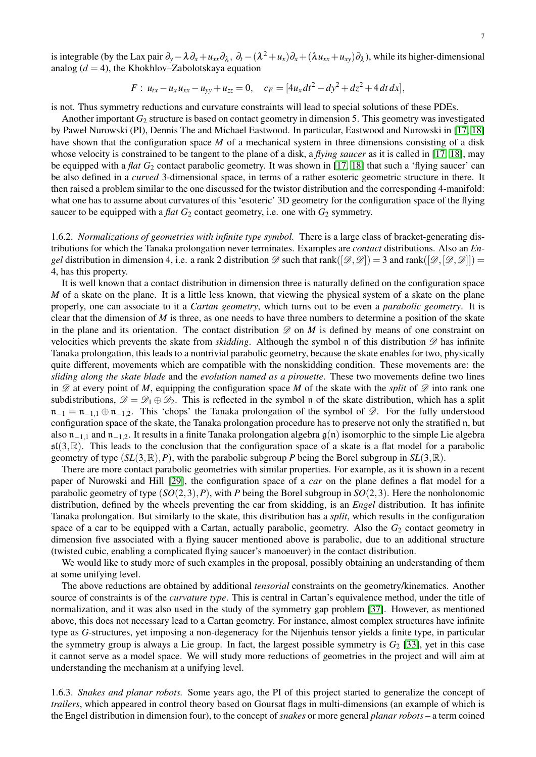is integrable (by the Lax pair $\partial_y - \lambda\partial_x + u_{xx}\partial_\lambda$, $\partial_t - (\lambda^2 + u_x)\partial_x + (\lambda u_{xx} + u_{xy})\partial_\lambda$), while its higher-dimensional analog ($d = 4$), the Khokhlov–Zabolotskaya equation

$$F:\ u_{tx} - u_x u_{xx} - u_{yy} + u_{zz} = 0, \quad c_F = [4u_x dt^2 - dy^2 + dz^2 + 4\,dt\,dx],$$

is not. Thus symmetry reductions and curvature constraints will lead to special solutions of these PDEs.

Another important $G_2$ structure is based on contact geometry in dimension 5. This geometry was investigated by Paweł Nurowski (PI), Dennis The and Michael Eastwood. In particular, Eastwood and Nurowski in [17, 18] have shown that the configuration space $M$ of a mechanical system in three dimensions consisting of a disk whose velocity is constrained to be tangent to the plane of a disk, a *flying saucer* as it is called in [17, 18], may be equipped with a *flat* $G_2$ contact parabolic geometry. It was shown in [17, 18] that such a 'flying saucer' can be also defined in a *curved* 3-dimensional space, in terms of a rather esoteric geometric structure in there. It then raised a problem similar to the one discussed for the twistor distribution and the corresponding 4-manifold: what one has to assume about curvatures of this 'esoteric' 3D geometry for the configuration space of the flying saucer to be equipped with a *flat* $G_2$ contact geometry, i.e. one with $G_2$ symmetry.

1.6.2. *Normalizations of geometries with infinite type symbol.* There is a large class of bracket-generating distributions for which the Tanaka prolongation never terminates. Examples are *contact* distributions. Also an *Engel* distribution in dimension 4, i.e. a rank 2 distribution $\mathscr{D}$ such that $\mathrm{rank}([\mathscr{D},\mathscr{D}]) = 3$ and $\mathrm{rank}([\mathscr{D},[\mathscr{D},\mathscr{D}]]) = 4$, has this property.

It is well known that a contact distribution in dimension three is naturally defined on the configuration space $M$ of a skate on the plane. It is a little less known, that viewing the physical system of a skate on the plane properly, one can associate to it a *Cartan geometry*, which turns out to be even a *parabolic geometry*. It is clear that the dimension of $M$ is three, as one needs to have three numbers to determine a position of the skate in the plane and its orientation. The contact distribution $\mathscr{D}$ on $M$ is defined by means of one constraint on velocities which prevents the skate from *skidding*. Although the symbol $\mathfrak{n}$ of this distribution $\mathscr{D}$ has infinite Tanaka prolongation, this leads to a nontrivial parabolic geometry, because the skate enables for two, physically quite different, movements which are compatible with the nonskidding condition. These movements are: the *sliding along the skate blade* and the *evolution named as a pirouette*. These two movements define two lines in $\mathscr{D}$ at every point of $M$, equipping the configuration space $M$ of the skate with the *split* of $\mathscr{D}$ into rank one subdistributions, $\mathscr{D} = \mathscr{D}_1 \oplus \mathscr{D}_2$. This is reflected in the symbol $\mathfrak{n}$ of the skate distribution, which has a split $\mathfrak{n}_{-1} = \mathfrak{n}_{-1,1} \oplus \mathfrak{n}_{-1,2}$. This 'chops' the Tanaka prolongation of the symbol of $\mathscr{D}$. For the fully understood configuration space of the skate, the Tanaka prolongation procedure has to preserve not only the stratified $\mathfrak{n}$, but also $\mathfrak{n}_{-1,1}$ and $\mathfrak{n}_{-1,2}$. It results in a finite Tanaka prolongation algebra $\mathfrak{g}(\mathfrak{n})$ isomorphic to the simple Lie algebra $\mathfrak{sl}(3,\mathbb{R})$. This leads to the conclusion that the configuration space of a skate is a flat model for a parabolic geometry of type $(SL(3,\mathbb{R}),P)$, with the parabolic subgroup $P$ being the Borel subgroup in $SL(3,\mathbb{R})$.

There are more contact parabolic geometries with similar properties. For example, as it is shown in a recent paper of Nurowski and Hill [29], the configuration space of a *car* on the plane defines a flat model for a parabolic geometry of type $(SO(2,3),P)$, with $P$ being the Borel subgroup in $SO(2,3)$. Here the nonholonomic distribution, defined by the wheels preventing the car from skidding, is an *Engel* distribution. It has infinite Tanaka prolongation. But similarly to the skate, this distribution has a *split*, which results in the configuration space of a car to be equipped with a Cartan, actually parabolic, geometry. Also the $G_2$ contact geometry in dimension five associated with a flying saucer mentioned above is parabolic, due to an additional structure (twisted cubic, enabling a complicated flying saucer's manoeuver) in the contact distribution.

We would like to study more of such examples in the proposal, possibly obtaining an understanding of them at some unifying level.

The above reductions are obtained by additional *tensorial* constraints on the geometry/kinematics. Another source of constraints is of the *curvature type*. This is central in Cartan's equivalence method, under the title of normalization, and it was also used in the study of the symmetry gap problem [37]. However, as mentioned above, this does not necessary lead to a Cartan geometry. For instance, almost complex structures have infinite type as $G$-structures, yet imposing a non-degeneracy for the Nijenhuis tensor yields a finite type, in particular the symmetry group is always a Lie group. In fact, the largest possible symmetry is $G_2$ [33], yet in this case it cannot serve as a model space. We will study more reductions of geometries in the project and will aim at understanding the mechanism at a unifying level.

1.6.3. *Snakes and planar robots.* Some years ago, the PI of this project started to generalize the concept of *trailers*, which appeared in control theory based on Goursat flags in multi-dimensions (an example of which is the Engel distribution in dimension four), to the concept of *snakes* or more general *planar robots* – a term coined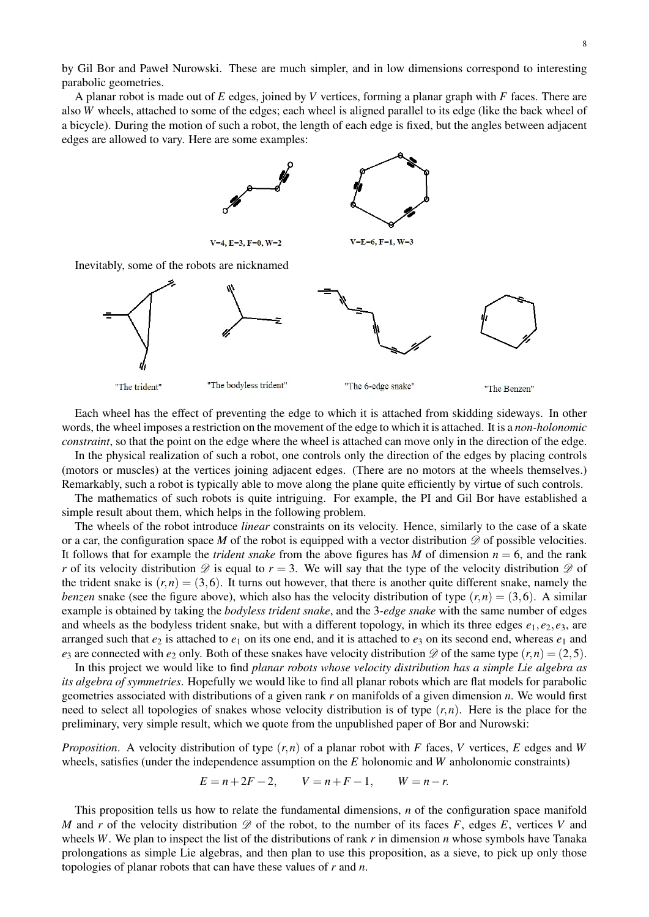by Gil Bor and Paweł Nurowski. These are much simpler, and in low dimensions correspond to interesting parabolic geometries.

A planar robot is made out of $E$ edges, joined by $V$ vertices, forming a planar graph with $F$ faces. There are also $W$ wheels, attached to some of the edges; each wheel is aligned parallel to its edge (like the back wheel of a bicycle). During the motion of such a robot, the length of each edge is fixed, but the angles between adjacent edges are allowed to vary. Here are some examples:

V=4, E=3, F=0, W=2 V=E=6, F=1, W=3

Inevitably, some of the robots are nicknamed

"The trident" "The bodyless trident" "The 6-edge snake" "The Benzen"

Each wheel has the effect of preventing the edge to which it is attached from skidding sideways. In other words, the wheel imposes a restriction on the movement of the edge to which it is attached. It is a *non-holonomic constraint*, so that the point on the edge where the wheel is attached can move only in the direction of the edge.

In the physical realization of such a robot, one controls only the direction of the edges by placing controls (motors or muscles) at the vertices joining adjacent edges. (There are no motors at the wheels themselves.) Remarkably, such a robot is typically able to move along the plane quite efficiently by virtue of such controls.

The mathematics of such robots is quite intriguing. For example, the PI and Gil Bor have established a simple result about them, which helps in the following problem.

The wheels of the robot introduce *linear* constraints on its velocity. Hence, similarly to the case of a skate or a car, the configuration space $M$ of the robot is equipped with a vector distribution $\mathscr{D}$ of possible velocities. It follows that for example the *trident snake* from the above figures has $M$ of dimension $n = 6$, and the rank $r$ of its velocity distribution $\mathscr{D}$ is equal to $r = 3$. We will say that the type of the velocity distribution $\mathscr{D}$ of the trident snake is $(r,n) = (3,6)$. It turns out however, that there is another quite different snake, namely the *benzen* snake (see the figure above), which also has the velocity distribution of type $(r,n) = (3,6)$. A similar example is obtained by taking the *bodyless trident snake*, and the 3-*edge snake* with the same number of edges and wheels as the bodyless trident snake, but with a different topology, in which its three edges $e_1, e_2, e_3$, are arranged such that $e_2$ is attached to $e_1$ on its one end, and it is attached to $e_3$ on its second end, whereas $e_1$ and $e_3$ are connected with $e_2$ only. Both of these snakes have velocity distribution $\mathscr{D}$ of the same type $(r,n) = (2,5)$.

In this project we would like to find *planar robots whose velocity distribution has a simple Lie algebra as its algebra of symmetries*. Hopefully we would like to find all planar robots which are flat models for parabolic geometries associated with distributions of a given rank $r$ on manifolds of a given dimension $n$. We would first need to select all topologies of snakes whose velocity distribution is of type $(r,n)$. Here is the place for the preliminary, very simple result, which we quote from the unpublished paper of Bor and Nurowski:

*Proposition*. A velocity distribution of type $(r,n)$ of a planar robot with $F$ faces, $V$ vertices, $E$ edges and $W$ wheels, satisfies (under the independence assumption on the $E$ holonomic and $W$ anholonomic constraints)

$$E = n + 2F - 2, \qquad V = n + F - 1, \qquad W = n - r.$$

This proposition tells us how to relate the fundamental dimensions, $n$ of the configuration space manifold $M$ and $r$ of the velocity distribution $\mathscr{D}$ of the robot, to the number of its faces $F$, edges $E$, vertices $V$ and wheels $W$. We plan to inspect the list of the distributions of rank $r$ in dimension $n$ whose symbols have Tanaka prolongations as simple Lie algebras, and then plan to use this proposition, as a sieve, to pick up only those topologies of planar robots that can have these values of $r$ and $n$.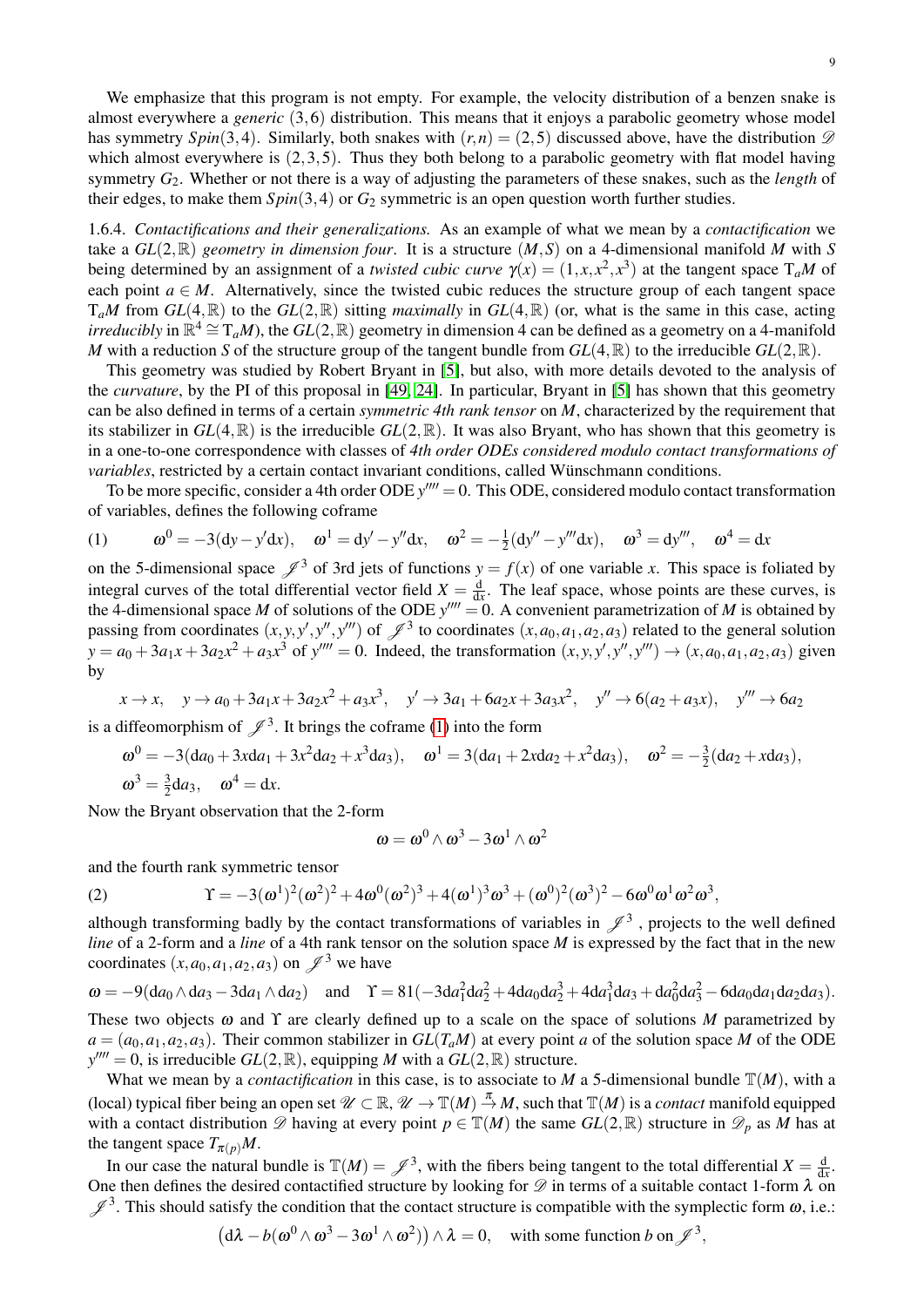We emphasize that this program is not empty. For example, the velocity distribution of a benzen snake is almost everywhere a *generic* $(3,6)$ distribution. This means that it enjoys a parabolic geometry whose model has symmetry $Spin(3,4)$. Similarly, both snakes with $(r,n) = (2,5)$ discussed above, have the distribution $\mathscr{D}$ which almost everywhere is $(2,3,5)$. Thus they both belong to a parabolic geometry with flat model having symmetry $G_2$. Whether or not there is a way of adjusting the parameters of these snakes, such as the *length* of their edges, to make them $Spin(3,4)$ or $G_2$ symmetric is an open question worth further studies.

1.6.4. *Contactifications and their generalizations.* As an example of what we mean by a *contactification* we take a $GL(2,\mathbb{R})$ *geometry in dimension four*. It is a structure $(M,S)$ on a 4-dimensional manifold $M$ with $S$ being determined by an assignment of a *twisted cubic curve* $\gamma(x) = (1,x,x^2,x^3)$ at the tangent space $\mathrm{T}_aM$ of each point $a \in M$. Alternatively, since the twisted cubic reduces the structure group of each tangent space $\mathrm{T}_aM$ from $GL(4,\mathbb{R})$ to the $GL(2,\mathbb{R})$ sitting *maximally* in $GL(4,\mathbb{R})$ (or, what is the same in this case, acting *irreducibly* in $\mathbb{R}^4 \cong \mathrm{T}_aM$), the $GL(2,\mathbb{R})$ geometry in dimension 4 can be defined as a geometry on a 4-manifold $M$ with a reduction $S$ of the structure group of the tangent bundle from $GL(4,\mathbb{R})$ to the irreducible $GL(2,\mathbb{R})$.

This geometry was studied by Robert Bryant in [5], but also, with more details devoted to the analysis of the *curvature*, by the PI of this proposal in [49, 24]. In particular, Bryant in [5] has shown that this geometry can be also defined in terms of a certain *symmetric 4th rank tensor* on $M$, characterized by the requirement that its stabilizer in $GL(4,\mathbb{R})$ is the irreducible $GL(2,\mathbb{R})$. It was also Bryant, who has shown that this geometry is in a one-to-one correspondence with classes of *4th order ODEs considered modulo contact transformations of variables*, restricted by a certain contact invariant conditions, called Wünschmann conditions.

To be more specific, consider a 4th order ODE $y'''' = 0$. This ODE, considered modulo contact transformation of variables, defines the following coframe

$$\omega^0 = -3(\mathrm{d}y - y'\mathrm{d}x), \quad \omega^1 = \mathrm{d}y' - y''\mathrm{d}x, \quad \omega^2 = -\tfrac{1}{2}(\mathrm{d}y'' - y'''\mathrm{d}x), \quad \omega^3 = \mathrm{d}y''', \quad \omega^4 = \mathrm{d}x \tag{1}$$

on the 5-dimensional space $\mathscr{J}^3$ of 3rd jets of functions $y = f(x)$ of one variable $x$. This space is foliated by integral curves of the total differential vector field $X = \frac{\mathrm{d}}{\mathrm{d}x}$. The leaf space, whose points are these curves, is the 4-dimensional space $M$ of solutions of the ODE $y'''' = 0$. A convenient parametrization of $M$ is obtained by passing from coordinates $(x,y,y',y'',y''')$ of $\mathscr{J}^3$ to coordinates $(x,a_0,a_1,a_2,a_3)$ related to the general solution $y = a_0 + 3a_1x + 3a_2x^2 + a_3x^3$ of $y'''' = 0$. Indeed, the transformation $(x,y,y',y'',y''') \to (x,a_0,a_1,a_2,a_3)$ given by

$$x \to x, \quad y \to a_0 + 3a_1x + 3a_2x^2 + a_3x^3, \quad y' \to 3a_1 + 6a_2x + 3a_3x^2, \quad y'' \to 6(a_2 + a_3x), \quad y''' \to 6a_2$$

is a diffeomorphism of $\mathscr{J}^3$. It brings the coframe (1) into the form

$$\omega^0 = -3(\mathrm{d}a_0 + 3x\mathrm{d}a_1 + 3x^2\mathrm{d}a_2 + x^3\mathrm{d}a_3), \quad \omega^1 = 3(\mathrm{d}a_1 + 2x\mathrm{d}a_2 + x^2\mathrm{d}a_3), \quad \omega^2 = -\tfrac{3}{2}(\mathrm{d}a_2 + x\mathrm{d}a_3),$$
$$\omega^3 = \tfrac{3}{2}\mathrm{d}a_3, \quad \omega^4 = \mathrm{d}x.$$

Now the Bryant observation that the 2-form

$$\omega = \omega^0 \wedge \omega^3 - 3\omega^1 \wedge \omega^2$$

and the fourth rank symmetric tensor

$$\Upsilon = -3(\omega^1)^2(\omega^2)^2 + 4\omega^0(\omega^2)^3 + 4(\omega^1)^3\omega^3 + (\omega^0)^2(\omega^3)^2 - 6\omega^0\omega^1\omega^2\omega^3, \tag{2}$$

although transforming badly by the contact transformations of variables in $\mathscr{J}^3$, projects to the well defined *line* of a 2-form and a *line* of a 4th rank tensor on the solution space $M$ is expressed by the fact that in the new coordinates $(x,a_0,a_1,a_2,a_3)$ on $\mathscr{J}^3$ we have

$$\omega = -9(\mathrm{d}a_0 \wedge \mathrm{d}a_3 - 3\mathrm{d}a_1 \wedge \mathrm{d}a_2) \quad \text{and} \quad \Upsilon = 81(-3\mathrm{d}a_1^2\mathrm{d}a_2^2 + 4\mathrm{d}a_0\mathrm{d}a_2^3 + 4\mathrm{d}a_1^3\mathrm{d}a_3 + \mathrm{d}a_0^2\mathrm{d}a_3^2 - 6\mathrm{d}a_0\mathrm{d}a_1\mathrm{d}a_2\mathrm{d}a_3).$$

These two objects $\omega$ and $\Upsilon$ are clearly defined up to a scale on the space of solutions $M$ parametrized by $a = (a_0,a_1,a_2,a_3)$. Their common stabilizer in $GL(T_aM)$ at every point $a$ of the solution space $M$ of the ODE $y'''' = 0$, is irreducible $GL(2,\mathbb{R})$, equipping $M$ with a $GL(2,\mathbb{R})$ structure.

What we mean by a *contactification* in this case, is to associate to $M$ a 5-dimensional bundle $\mathbb{T}(M)$, with a (local) typical fiber being an open set $\mathscr{U} \subset \mathbb{R}$, $\mathscr{U} \to \mathbb{T}(M) \xrightarrow{\pi} M$, such that $\mathbb{T}(M)$ is a *contact* manifold equipped with a contact distribution $\mathscr{D}$ having at every point $p \in \mathbb{T}(M)$ the same $GL(2,\mathbb{R})$ structure in $\mathscr{D}_p$ as $M$ has at the tangent space $T_{\pi(p)}M$.

In our case the natural bundle is $\mathbb{T}(M) = \mathscr{J}^3$, with the fibers being tangent to the total differential $X = \frac{\mathrm{d}}{\mathrm{d}x}$. One then defines the desired contactified structure by looking for $\mathscr{D}$ in terms of a suitable contact 1-form $\lambda$ on $\mathscr{J}^3$. This should satisfy the condition that the contact structure is compatible with the symplectic form $\omega$, i.e.:

$$\big(\mathrm{d}\lambda - b(\omega^0 \wedge \omega^3 - 3\omega^1 \wedge \omega^2)\big) \wedge \lambda = 0, \quad \text{with some function } b \text{ on } \mathscr{J}^3,$$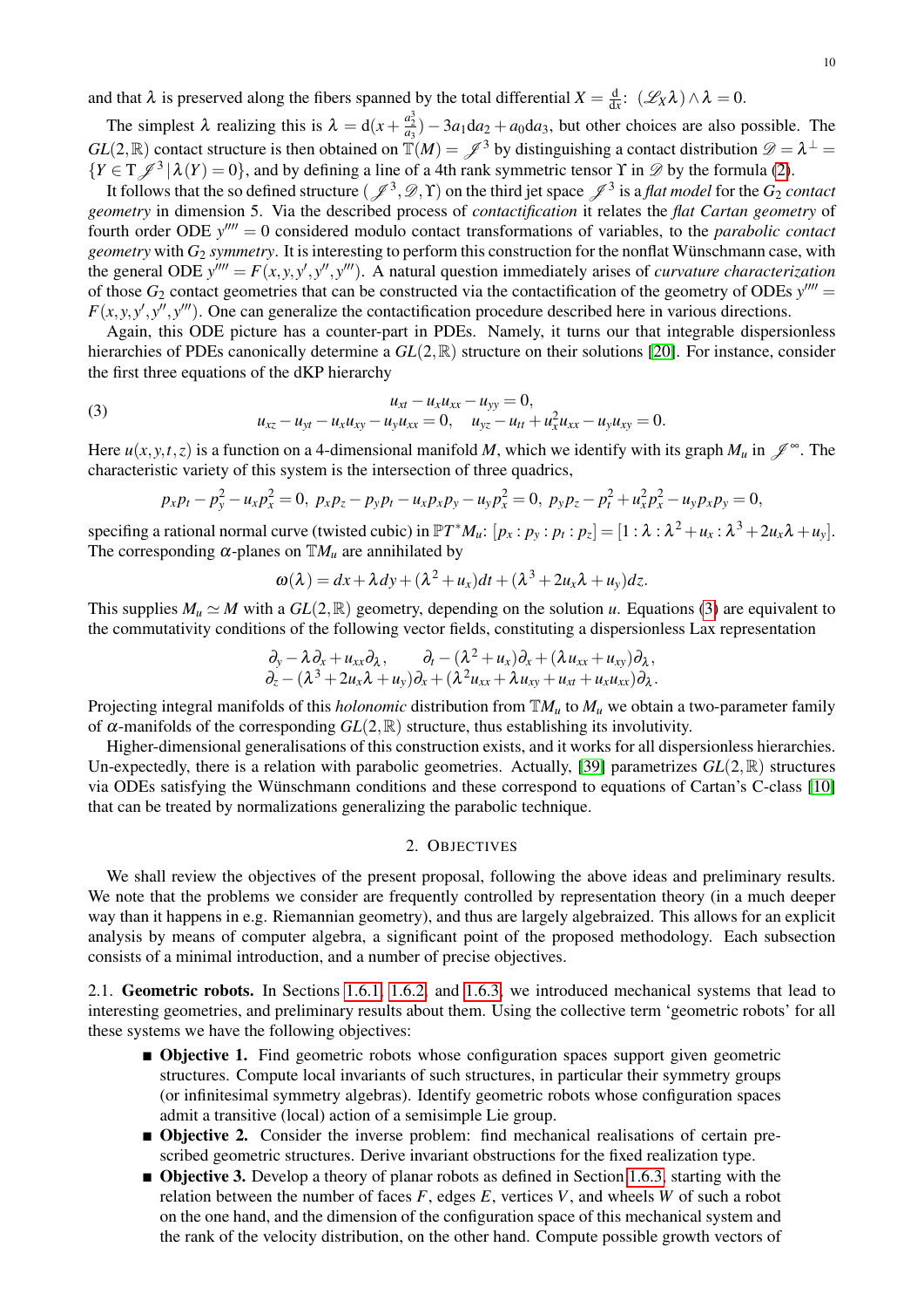and that $\lambda$ is preserved along the fibers spanned by the total differential $X = \frac{d}{dx}$: $(\mathscr{L}_X\lambda)\wedge\lambda = 0$.

The simplest $\lambda$ realizing this is $\lambda = d(x + \frac{a_2^3}{a_3}) - 3a_1 da_2 + a_0 da_3$, but other choices are also possible. The $GL(2,\mathbb{R})$ contact structure is then obtained on $\mathbb{T}(M) = \mathscr{J}^3$ by distinguishing a contact distribution $\mathscr{D} = \lambda^\perp = \{Y \in T\mathscr{J}^3 \,|\, \lambda(Y) = 0\}$, and by defining a line of a 4th rank symmetric tensor $\Upsilon$ in $\mathscr{D}$ by the formula (2).

It follows that the so defined structure $(\mathscr{J}^3, \mathscr{D}, \Upsilon)$ on the third jet space $\mathscr{J}^3$ is a *flat model* for the $G_2$ *contact geometry* in dimension 5. Via the described process of *contactification* it relates the *flat Cartan geometry* of fourth order ODE $y'''' = 0$ considered modulo contact transformations of variables, to the *parabolic contact geometry* with $G_2$ *symmetry*. It is interesting to perform this construction for the nonflat Wünschmann case, with the general ODE $y'''' = F(x,y,y',y'',y''')$. A natural question immediately arises of *curvature characterization* of those $G_2$ contact geometries that can be constructed via the contactification of the geometry of ODEs $y'''' = F(x,y,y',y'',y''')$. One can generalize the contactification procedure described here in various directions.

Again, this ODE picture has a counter-part in PDEs. Namely, it turns our that integrable dispersionless hierarchies of PDEs canonically determine a $GL(2,\mathbb{R})$ structure on their solutions [20]. For instance, consider the first three equations of the dKP hierarchy

$$
\begin{gathered}
u_{xt} - u_x u_{xx} - u_{yy} = 0, \\
u_{xz} - u_{yt} - u_x u_{xy} - u_y u_{xx} = 0, \quad u_{yz} - u_{tt} + u_x^2 u_{xx} - u_y u_{xy} = 0.
\end{gathered}
\tag{3}
$$

Here $u(x,y,t,z)$ is a function on a 4-dimensional manifold $M$, which we identify with its graph $M_u$ in $\mathscr{J}^\infty$. The characteristic variety of this system is the intersection of three quadrics,

$$
p_x p_t - p_y^2 - u_x p_x^2 = 0, \; p_x p_z - p_y p_t - u_x p_x p_y - u_y p_x^2 = 0, \; p_y p_z - p_t^2 + u_x^2 p_x^2 - u_y p_x p_y = 0,
$$

specifing a rational normal curve (twisted cubic) in $\mathbb{P}T^*M_u$: $[p_x : p_y : p_t : p_z] = [1 : \lambda : \lambda^2 + u_x : \lambda^3 + 2u_x\lambda + u_y]$. The corresponding $\alpha$-planes on $\mathbb{T}M_u$ are annihilated by

$$
\omega(\lambda) = dx + \lambda dy + (\lambda^2 + u_x)dt + (\lambda^3 + 2u_x\lambda + u_y)dz.
$$

This supplies $M_u \simeq M$ with a $GL(2,\mathbb{R})$ geometry, depending on the solution $u$. Equations (3) are equivalent to the commutativity conditions of the following vector fields, constituting a dispersionless Lax representation

$$
\begin{gathered}
\partial_y - \lambda\partial_x + u_{xx}\partial_\lambda, \qquad \partial_t - (\lambda^2 + u_x)\partial_x + (\lambda u_{xx} + u_{xy})\partial_\lambda, \\
\partial_z - (\lambda^3 + 2u_x\lambda + u_y)\partial_x + (\lambda^2 u_{xx} + \lambda u_{xy} + u_{xt} + u_x u_{xx})\partial_\lambda.
\end{gathered}
$$

Projecting integral manifolds of this *holonomic* distribution from $\mathbb{T}M_u$ to $M_u$ we obtain a two-parameter family of $\alpha$-manifolds of the corresponding $GL(2,\mathbb{R})$ structure, thus establishing its involutivity.

Higher-dimensional generalisations of this construction exists, and it works for all dispersionless hierarchies. Un-expectedly, there is a relation with parabolic geometries. Actually, [39] parametrizes $GL(2,\mathbb{R})$ structures via ODEs satisfying the Wünschmann conditions and these correspond to equations of Cartan's C-class [10] that can be treated by normalizations generalizing the parabolic technique.

## 2. Objectives

We shall review the objectives of the present proposal, following the above ideas and preliminary results. We note that the problems we consider are frequently controlled by representation theory (in a much deeper way than it happens in e.g. Riemannian geometry), and thus are largely algebraized. This allows for an explicit analysis by means of computer algebra, a significant point of the proposed methodology. Each subsection consists of a minimal introduction, and a number of precise objectives.

### 2.1. Geometric robots.

In Sections 1.6.1, 1.6.2, and 1.6.3, we introduced mechanical systems that lead to interesting geometries, and preliminary results about them. Using the collective term 'geometric robots' for all these systems we have the following objectives:

- **Objective 1.** Find geometric robots whose configuration spaces support given geometric structures. Compute local invariants of such structures, in particular their symmetry groups (or infinitesimal symmetry algebras). Identify geometric robots whose configuration spaces admit a transitive (local) action of a semisimple Lie group.
- **Objective 2.** Consider the inverse problem: find mechanical realisations of certain prescribed geometric structures. Derive invariant obstructions for the fixed realization type.
- **Objective 3.** Develop a theory of planar robots as defined in Section 1.6.3, starting with the relation between the number of faces $F$, edges $E$, vertices $V$, and wheels $W$ of such a robot on the one hand, and the dimension of the configuration space of this mechanical system and the rank of the velocity distribution, on the other hand. Compute possible growth vectors of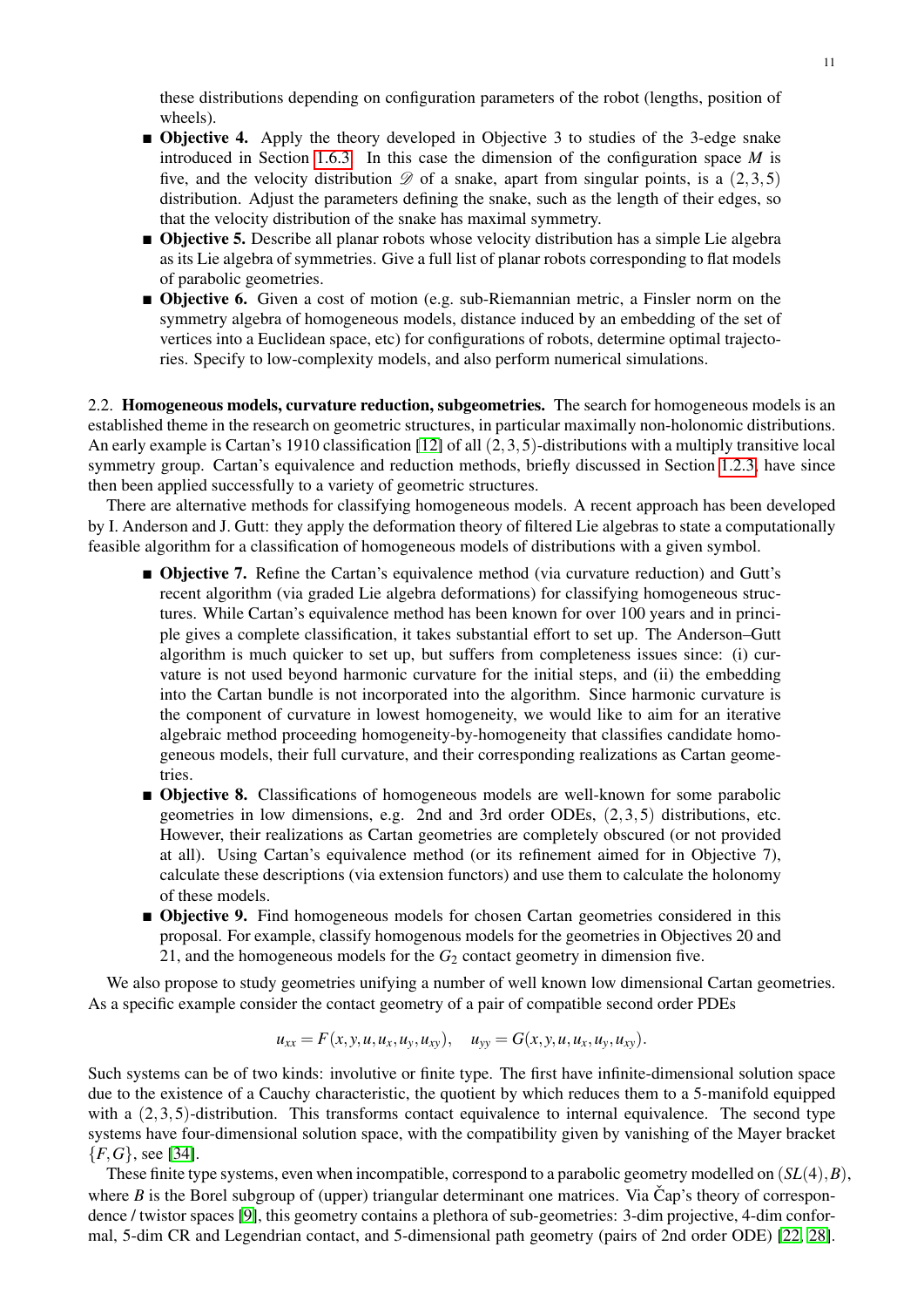these distributions depending on configuration parameters of the robot (lengths, position of wheels).

- **Objective 4.** Apply the theory developed in Objective 3 to studies of the 3-edge snake introduced in Section 1.6.3. In this case the dimension of the configuration space $M$ is five, and the velocity distribution $\mathscr{D}$ of a snake, apart from singular points, is a $(2,3,5)$ distribution. Adjust the parameters defining the snake, such as the length of their edges, so that the velocity distribution of the snake has maximal symmetry.
- **Objective 5.** Describe all planar robots whose velocity distribution has a simple Lie algebra as its Lie algebra of symmetries. Give a full list of planar robots corresponding to flat models of parabolic geometries.
- **Objective 6.** Given a cost of motion (e.g. sub-Riemannian metric, a Finsler norm on the symmetry algebra of homogeneous models, distance induced by an embedding of the set of vertices into a Euclidean space, etc) for configurations of robots, determine optimal trajectories. Specify to low-complexity models, and also perform numerical simulations.

2.2. **Homogeneous models, curvature reduction, subgeometries.** The search for homogeneous models is an established theme in the research on geometric structures, in particular maximally non-holonomic distributions. An early example is Cartan's 1910 classification [12] of all $(2,3,5)$-distributions with a multiply transitive local symmetry group. Cartan's equivalence and reduction methods, briefly discussed in Section 1.2.3, have since then been applied successfully to a variety of geometric structures.

There are alternative methods for classifying homogeneous models. A recent approach has been developed by I. Anderson and J. Gutt: they apply the deformation theory of filtered Lie algebras to state a computationally feasible algorithm for a classification of homogeneous models of distributions with a given symbol.

- **Objective 7.** Refine the Cartan's equivalence method (via curvature reduction) and Gutt's recent algorithm (via graded Lie algebra deformations) for classifying homogeneous structures. While Cartan's equivalence method has been known for over 100 years and in principle gives a complete classification, it takes substantial effort to set up. The Anderson–Gutt algorithm is much quicker to set up, but suffers from completeness issues since: (i) curvature is not used beyond harmonic curvature for the initial steps, and (ii) the embedding into the Cartan bundle is not incorporated into the algorithm. Since harmonic curvature is the component of curvature in lowest homogeneity, we would like to aim for an iterative algebraic method proceeding homogeneity-by-homogeneity that classifies candidate homogeneous models, their full curvature, and their corresponding realizations as Cartan geometries.
- **Objective 8.** Classifications of homogeneous models are well-known for some parabolic geometries in low dimensions, e.g. 2nd and 3rd order ODEs, $(2,3,5)$ distributions, etc. However, their realizations as Cartan geometries are completely obscured (or not provided at all). Using Cartan's equivalence method (or its refinement aimed for in Objective 7), calculate these descriptions (via extension functors) and use them to calculate the holonomy of these models.
- **Objective 9.** Find homogeneous models for chosen Cartan geometries considered in this proposal. For example, classify homogenous models for the geometries in Objectives 20 and 21, and the homogeneous models for the $G_2$ contact geometry in dimension five.

We also propose to study geometries unifying a number of well known low dimensional Cartan geometries. As a specific example consider the contact geometry of a pair of compatible second order PDEs

$$u_{xx} = F(x,y,u,u_x,u_y,u_{xy}), \quad u_{yy} = G(x,y,u,u_x,u_y,u_{xy}).$$

Such systems can be of two kinds: involutive or finite type. The first have infinite-dimensional solution space due to the existence of a Cauchy characteristic, the quotient by which reduces them to a 5-manifold equipped with a $(2,3,5)$-distribution. This transforms contact equivalence to internal equivalence. The second type systems have four-dimensional solution space, with the compatibility given by vanishing of the Mayer bracket $\{F,G\}$, see [34].

These finite type systems, even when incompatible, correspond to a parabolic geometry modelled on $(SL(4),B)$, where $B$ is the Borel subgroup of (upper) triangular determinant one matrices. Via Čap's theory of correspondence / twistor spaces [9], this geometry contains a plethora of sub-geometries: 3-dim projective, 4-dim conformal, 5-dim CR and Legendrian contact, and 5-dimensional path geometry (pairs of 2nd order ODE) [22, 28].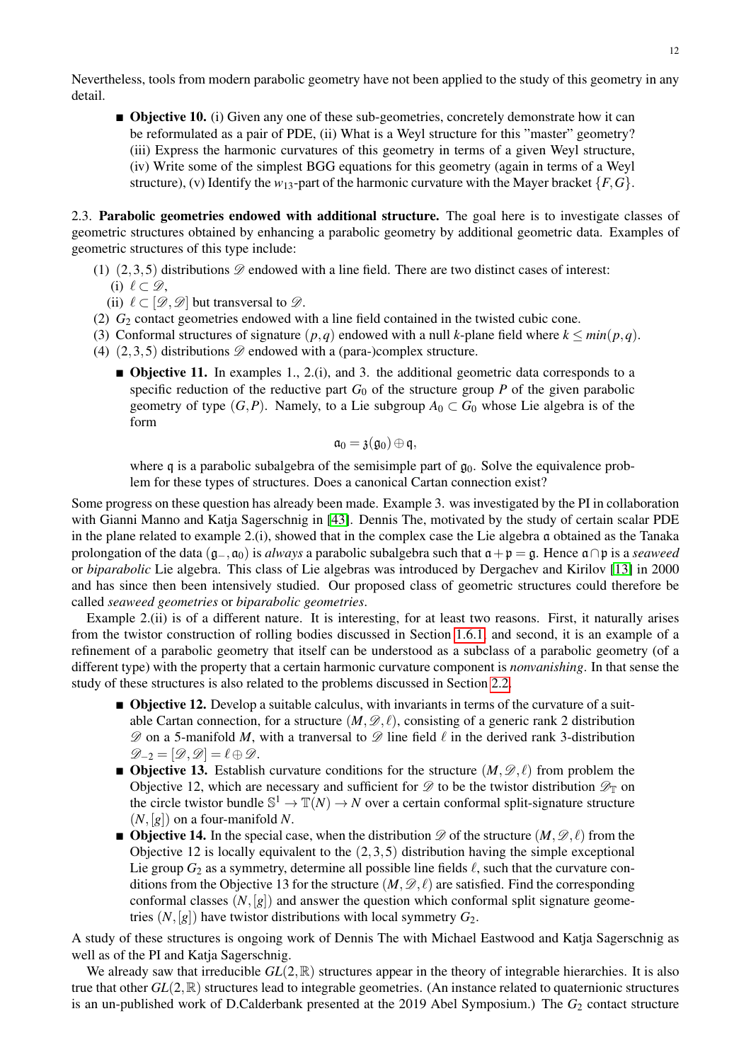Nevertheless, tools from modern parabolic geometry have not been applied to the study of this geometry in any detail.

- **Objective 10.** (i) Given any one of these sub-geometries, concretely demonstrate how it can be reformulated as a pair of PDE, (ii) What is a Weyl structure for this "master" geometry? (iii) Express the harmonic curvatures of this geometry in terms of a given Weyl structure, (iv) Write some of the simplest BGG equations for this geometry (again in terms of a Weyl structure), (v) Identify the $w_{13}$-part of the harmonic curvature with the Mayer bracket $\{F,G\}$.

2.3. **Parabolic geometries endowed with additional structure.** The goal here is to investigate classes of geometric structures obtained by enhancing a parabolic geometry by additional geometric data. Examples of geometric structures of this type include:

1. $(2,3,5)$ distributions $\mathscr{D}$ endowed with a line field. There are two distinct cases of interest:
   (i) $\ell \subset \mathscr{D}$,
   (ii) $\ell \subset [\mathscr{D},\mathscr{D}]$ but transversal to $\mathscr{D}$.
2. $G_2$ contact geometries endowed with a line field contained in the twisted cubic cone.
3. Conformal structures of signature $(p,q)$ endowed with a null $k$-plane field where $k \leq min(p,q)$.
4. $(2,3,5)$ distributions $\mathscr{D}$ endowed with a (para-)complex structure.

- **Objective 11.** In examples 1., 2.(i), and 3. the additional geometric data corresponds to a specific reduction of the reductive part $G_0$ of the structure group $P$ of the given parabolic geometry of type $(G,P)$. Namely, to a Lie subgroup $A_0 \subset G_0$ whose Lie algebra is of the form

$$\mathfrak{a}_0 = \mathfrak{z}(\mathfrak{g}_0) \oplus \mathfrak{q},$$

where $\mathfrak{q}$ is a parabolic subalgebra of the semisimple part of $\mathfrak{g}_0$. Solve the equivalence problem for these types of structures. Does a canonical Cartan connection exist?

Some progress on these question has already been made. Example 3. was investigated by the PI in collaboration with Gianni Manno and Katja Sagerschnig in [43]. Dennis The, motivated by the study of certain scalar PDE in the plane related to example 2.(i), showed that in the complex case the Lie algebra $\mathfrak{a}$ obtained as the Tanaka prolongation of the data $(\mathfrak{g}_-, \mathfrak{a}_0)$ is *always* a parabolic subalgebra such that $\mathfrak{a} + \mathfrak{p} = \mathfrak{g}$. Hence $\mathfrak{a} \cap \mathfrak{p}$ is a *seaweed* or *biparabolic* Lie algebra. This class of Lie algebras was introduced by Dergachev and Kirilov [13] in 2000 and has since then been intensively studied. Our proposed class of geometric structures could therefore be called *seaweed geometries* or *biparabolic geometries*.

Example 2.(ii) is of a different nature. It is interesting, for at least two reasons. First, it naturally arises from the twistor construction of rolling bodies discussed in Section 1.6.1, and second, it is an example of a refinement of a parabolic geometry that itself can be understood as a subclass of a parabolic geometry (of a different type) with the property that a certain harmonic curvature component is *nonvanishing*. In that sense the study of these structures is also related to the problems discussed in Section 2.2.

- **Objective 12.** Develop a suitable calculus, with invariants in terms of the curvature of a suitable Cartan connection, for a structure $(M,\mathscr{D},\ell)$, consisting of a generic rank 2 distribution $\mathscr{D}$ on a 5-manifold $M$, with a tranversal to $\mathscr{D}$ line field $\ell$ in the derived rank 3-distribution $\mathscr{D}_{-2} = [\mathscr{D},\mathscr{D}] = \ell \oplus \mathscr{D}$.
- **Objective 13.** Establish curvature conditions for the structure $(M,\mathscr{D},\ell)$ from problem the Objective 12, which are necessary and sufficient for $\mathscr{D}$ to be the twistor distribution $\mathscr{D}_{\mathbb{T}}$ on the circle twistor bundle $\mathbb{S}^1 \to \mathbb{T}(N) \to N$ over a certain conformal split-signature structure $(N,[g])$ on a four-manifold $N$.
- **Objective 14.** In the special case, when the distribution $\mathscr{D}$ of the structure $(M,\mathscr{D},\ell)$ from the Objective 12 is locally equivalent to the $(2,3,5)$ distribution having the simple exceptional Lie group $G_2$ as a symmetry, determine all possible line fields $\ell$, such that the curvature conditions from the Objective 13 for the structure $(M,\mathscr{D},\ell)$ are satisfied. Find the corresponding conformal classes $(N,[g])$ and answer the question which conformal split signature geometries $(N,[g])$ have twistor distributions with local symmetry $G_2$.

A study of these structures is ongoing work of Dennis The with Michael Eastwood and Katja Sagerschnig as well as of the PI and Katja Sagerschnig.

We already saw that irreducible $GL(2,\mathbb{R})$ structures appear in the theory of integrable hierarchies. It is also true that other $GL(2,\mathbb{R})$ structures lead to integrable geometries. (An instance related to quaternionic structures is an un-published work of D.Calderbank presented at the 2019 Abel Symposium.) The $G_2$ contact structure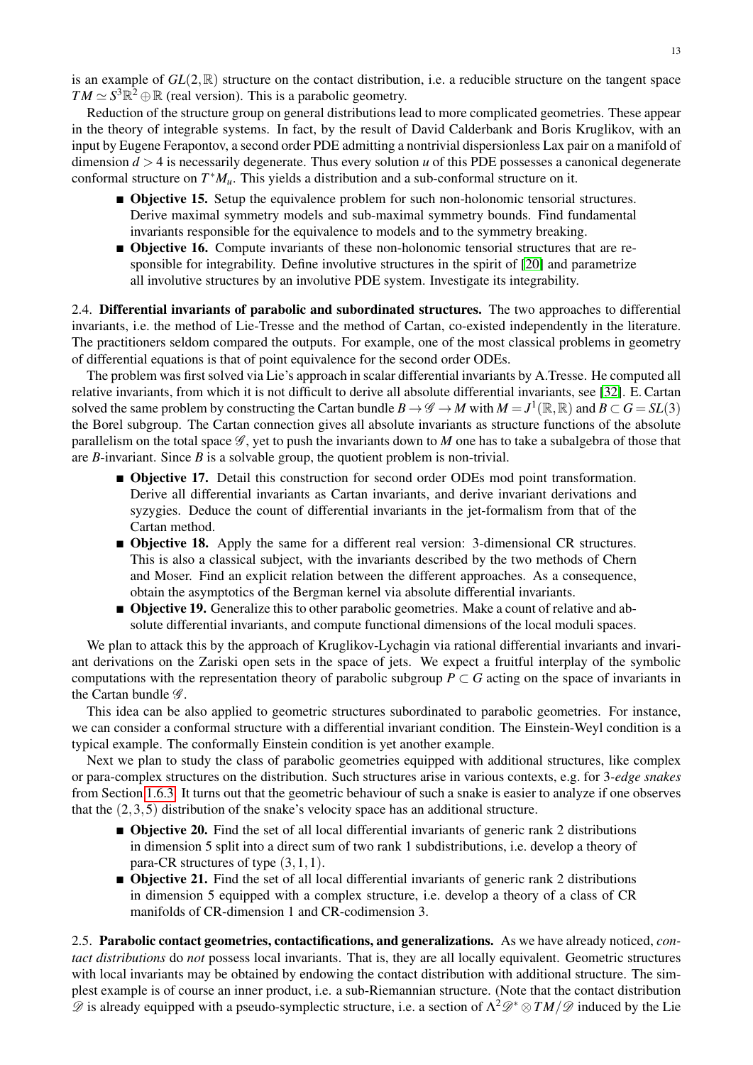is an example of $GL(2,\mathbb{R})$ structure on the contact distribution, i.e. a reducible structure on the tangent space $TM \simeq S^3\mathbb{R}^2 \oplus \mathbb{R}$ (real version). This is a parabolic geometry.

Reduction of the structure group on general distributions lead to more complicated geometries. These appear in the theory of integrable systems. In fact, by the result of David Calderbank and Boris Kruglikov, with an input by Eugene Ferapontov, a second order PDE admitting a nontrivial dispersionless Lax pair on a manifold of dimension $d > 4$ is necessarily degenerate. Thus every solution $u$ of this PDE possesses a canonical degenerate conformal structure on $T^*M_u$. This yields a distribution and a sub-conformal structure on it.

- **Objective 15.** Setup the equivalence problem for such non-holonomic tensorial structures. Derive maximal symmetry models and sub-maximal symmetry bounds. Find fundamental invariants responsible for the equivalence to models and to the symmetry breaking.
- **Objective 16.** Compute invariants of these non-holonomic tensorial structures that are responsible for integrability. Define involutive structures in the spirit of [20] and parametrize all involutive structures by an involutive PDE system. Investigate its integrability.

2.4. **Differential invariants of parabolic and subordinated structures.** The two approaches to differential invariants, i.e. the method of Lie-Tresse and the method of Cartan, co-existed independently in the literature. The practitioners seldom compared the outputs. For example, one of the most classical problems in geometry of differential equations is that of point equivalence for the second order ODEs.

The problem was first solved via Lie's approach in scalar differential invariants by A.Tresse. He computed all relative invariants, from which it is not difficult to derive all absolute differential invariants, see [32]. E. Cartan solved the same problem by constructing the Cartan bundle $B \to \mathscr{G} \to M$ with $M = J^1(\mathbb{R},\mathbb{R})$ and $B \subset G = SL(3)$ the Borel subgroup. The Cartan connection gives all absolute invariants as structure functions of the absolute parallelism on the total space $\mathscr{G}$, yet to push the invariants down to $M$ one has to take a subalgebra of those that are $B$-invariant. Since $B$ is a solvable group, the quotient problem is non-trivial.

- **Objective 17.** Detail this construction for second order ODEs mod point transformation. Derive all differential invariants as Cartan invariants, and derive invariant derivations and syzygies. Deduce the count of differential invariants in the jet-formalism from that of the Cartan method.
- **Objective 18.** Apply the same for a different real version: 3-dimensional CR structures. This is also a classical subject, with the invariants described by the two methods of Chern and Moser. Find an explicit relation between the different approaches. As a consequence, obtain the asymptotics of the Bergman kernel via absolute differential invariants.
- **Objective 19.** Generalize this to other parabolic geometries. Make a count of relative and absolute differential invariants, and compute functional dimensions of the local moduli spaces.

We plan to attack this by the approach of Kruglikov-Lychagin via rational differential invariants and invariant derivations on the Zariski open sets in the space of jets. We expect a fruitful interplay of the symbolic computations with the representation theory of parabolic subgroup $P \subset G$ acting on the space of invariants in the Cartan bundle $\mathscr{G}$.

This idea can be also applied to geometric structures subordinated to parabolic geometries. For instance, we can consider a conformal structure with a differential invariant condition. The Einstein-Weyl condition is a typical example. The conformally Einstein condition is yet another example.

Next we plan to study the class of parabolic geometries equipped with additional structures, like complex or para-complex structures on the distribution. Such structures arise in various contexts, e.g. for *3-edge snakes* from Section 1.6.3. It turns out that the geometric behaviour of such a snake is easier to analyze if one observes that the $(2,3,5)$ distribution of the snake's velocity space has an additional structure.

- **Objective 20.** Find the set of all local differential invariants of generic rank 2 distributions in dimension 5 split into a direct sum of two rank 1 subdistributions, i.e. develop a theory of para-CR structures of type $(3,1,1)$.
- **Objective 21.** Find the set of all local differential invariants of generic rank 2 distributions in dimension 5 equipped with a complex structure, i.e. develop a theory of a class of CR manifolds of CR-dimension 1 and CR-codimension 3.

2.5. **Parabolic contact geometries, contactifications, and generalizations.** As we have already noticed, *contact distributions* do *not* possess local invariants. That is, they are all locally equivalent. Geometric structures with local invariants may be obtained by endowing the contact distribution with additional structure. The simplest example is of course an inner product, i.e. a sub-Riemannian structure. (Note that the contact distribution $\mathscr{D}$ is already equipped with a pseudo-symplectic structure, i.e. a section of $\Lambda^2\mathscr{D}^* \otimes TM/\mathscr{D}$ induced by the Lie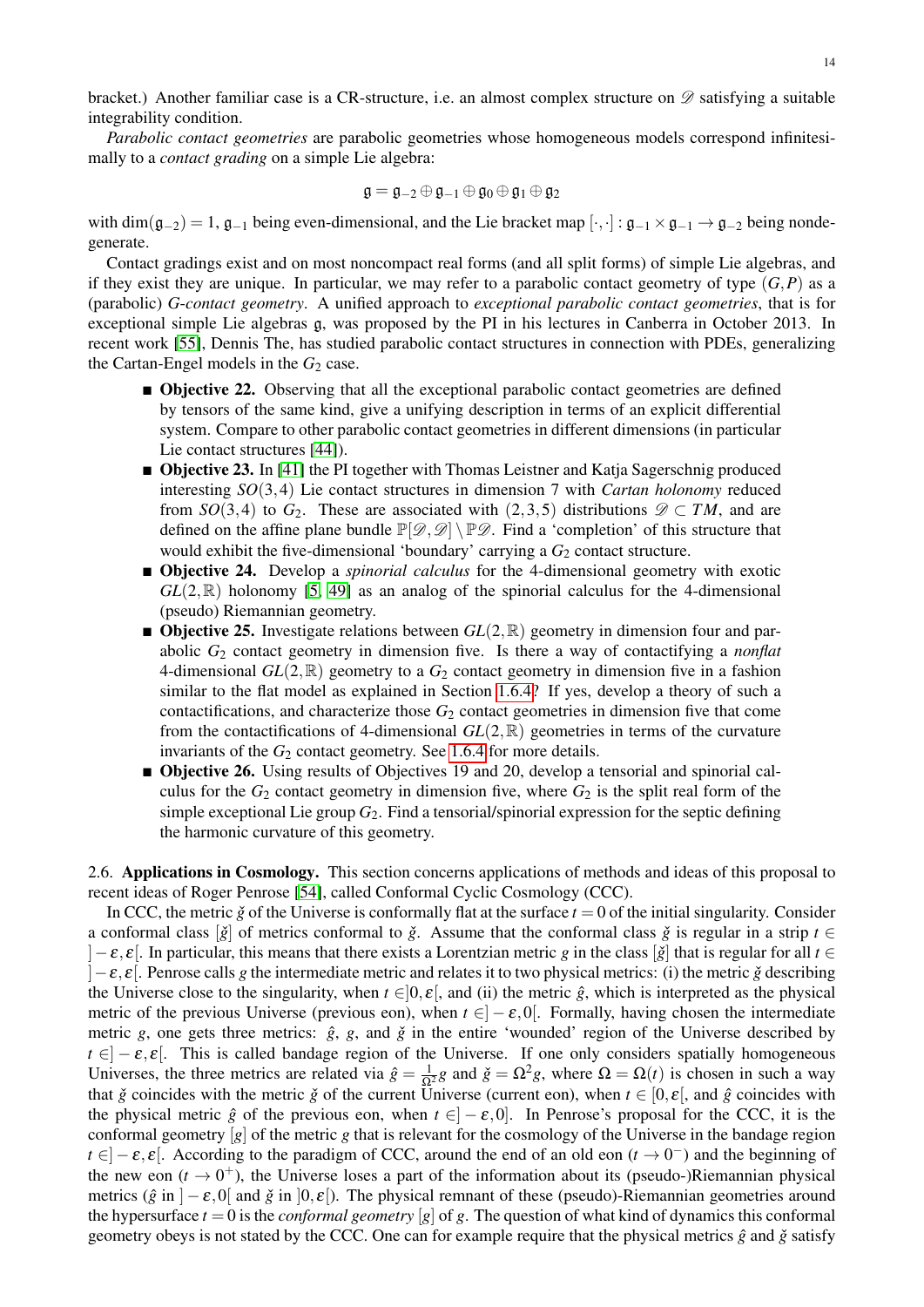bracket.) Another familiar case is a CR-structure, i.e. an almost complex structure on $\mathscr{D}$ satisfying a suitable integrability condition.

*Parabolic contact geometries* are parabolic geometries whose homogeneous models correspond infinitesimally to a *contact grading* on a simple Lie algebra:

$$\mathfrak{g} = \mathfrak{g}_{-2} \oplus \mathfrak{g}_{-1} \oplus \mathfrak{g}_0 \oplus \mathfrak{g}_1 \oplus \mathfrak{g}_2$$

with $\dim(\mathfrak{g}_{-2}) = 1$, $\mathfrak{g}_{-1}$ being even-dimensional, and the Lie bracket map $[\cdot,\cdot] : \mathfrak{g}_{-1} \times \mathfrak{g}_{-1} \to \mathfrak{g}_{-2}$ being nondegenerate.

Contact gradings exist and on most noncompact real forms (and all split forms) of simple Lie algebras, and if they exist they are unique. In particular, we may refer to a parabolic contact geometry of type $(G,P)$ as a (parabolic) *G-contact geometry*. A unified approach to *exceptional parabolic contact geometries*, that is for exceptional simple Lie algebras $\mathfrak{g}$, was proposed by the PI in his lectures in Canberra in October 2013. In recent work [55], Dennis The, has studied parabolic contact structures in connection with PDEs, generalizing the Cartan-Engel models in the $G_2$ case.

- **Objective 22.** Observing that all the exceptional parabolic contact geometries are defined by tensors of the same kind, give a unifying description in terms of an explicit differential system. Compare to other parabolic contact geometries in different dimensions (in particular Lie contact structures [44]).
- **Objective 23.** In [41] the PI together with Thomas Leistner and Katja Sagerschnig produced interesting $SO(3,4)$ Lie contact structures in dimension 7 with *Cartan holonomy* reduced from $SO(3,4)$ to $G_2$. These are associated with $(2,3,5)$ distributions $\mathscr{D} \subset TM$, and are defined on the affine plane bundle $\mathbb{P}[\mathscr{D},\mathscr{D}] \setminus \mathbb{P}\mathscr{D}$. Find a 'completion' of this structure that would exhibit the five-dimensional 'boundary' carrying a $G_2$ contact structure.
- **Objective 24.** Develop a *spinorial calculus* for the 4-dimensional geometry with exotic $GL(2,\mathbb{R})$ holonomy [5, 49] as an analog of the spinorial calculus for the 4-dimensional (pseudo) Riemannian geometry.
- **Objective 25.** Investigate relations between $GL(2,\mathbb{R})$ geometry in dimension four and parabolic $G_2$ contact geometry in dimension five. Is there a way of contactifying a *nonflat* 4-dimensional $GL(2,\mathbb{R})$ geometry to a $G_2$ contact geometry in dimension five in a fashion similar to the flat model as explained in Section 1.6.4? If yes, develop a theory of such a contactifications, and characterize those $G_2$ contact geometries in dimension five that come from the contactifications of 4-dimensional $GL(2,\mathbb{R})$ geometries in terms of the curvature invariants of the $G_2$ contact geometry. See 1.6.4 for more details.
- **Objective 26.** Using results of Objectives 19 and 20, develop a tensorial and spinorial calculus for the $G_2$ contact geometry in dimension five, where $G_2$ is the split real form of the simple exceptional Lie group $G_2$. Find a tensorial/spinorial expression for the septic defining the harmonic curvature of this geometry.

2.6. **Applications in Cosmology.** This section concerns applications of methods and ideas of this proposal to recent ideas of Roger Penrose [54], called Conformal Cyclic Cosmology (CCC).

In CCC, the metric $\check{g}$ of the Universe is conformally flat at the surface $t = 0$ of the initial singularity. Consider a conformal class $[\check{g}]$ of metrics conformal to $\check{g}$. Assume that the conformal class $\check{g}$ is regular in a strip $t \in ]-\varepsilon,\varepsilon[$. In particular, this means that there exists a Lorentzian metric $g$ in the class $[\check{g}]$ that is regular for all $t \in ]-\varepsilon,\varepsilon[$. Penrose calls $g$ the intermediate metric and relates it to two physical metrics: (i) the metric $\check{g}$ describing the Universe close to the singularity, when $t \in ]0,\varepsilon[$, and (ii) the metric $\hat{g}$, which is interpreted as the physical metric of the previous Universe (previous eon), when $t \in ]-\varepsilon,0[$. Formally, having chosen the intermediate metric $g$, one gets three metrics: $\hat{g}$, $g$, and $\check{g}$ in the entire 'wounded' region of the Universe described by $t \in ]-\varepsilon,\varepsilon[$. This is called bandage region of the Universe. If one only considers spatially homogeneous Universes, the three metrics are related via $\hat{g} = \frac{1}{\Omega^2}g$ and $\check{g} = \Omega^2 g$, where $\Omega = \Omega(t)$ is chosen in such a way that $\check{g}$ coincides with the metric $\check{g}$ of the current Universe (current eon), when $t \in [0,\varepsilon[$, and $\hat{g}$ coincides with the physical metric $\hat{g}$ of the previous eon, when $t \in ]-\varepsilon,0]$. In Penrose's proposal for the CCC, it is the conformal geometry $[g]$ of the metric $g$ that is relevant for the cosmology of the Universe in the bandage region $t \in ]-\varepsilon,\varepsilon[$. According to the paradigm of CCC, around the end of an old eon $(t \to 0^-)$ and the beginning of the new eon $(t \to 0^+)$, the Universe loses a part of the information about its (pseudo-)Riemannian physical metrics ($\hat{g}$ in $]-\varepsilon,0[$ and $\check{g}$ in $]0,\varepsilon[$). The physical remnant of these (pseudo)-Riemannian geometries around the hypersurface $t = 0$ is the *conformal geometry* $[g]$ of $g$. The question of what kind of dynamics this conformal geometry obeys is not stated by the CCC. One can for example require that the physical metrics $\hat{g}$ and $\check{g}$ satisfy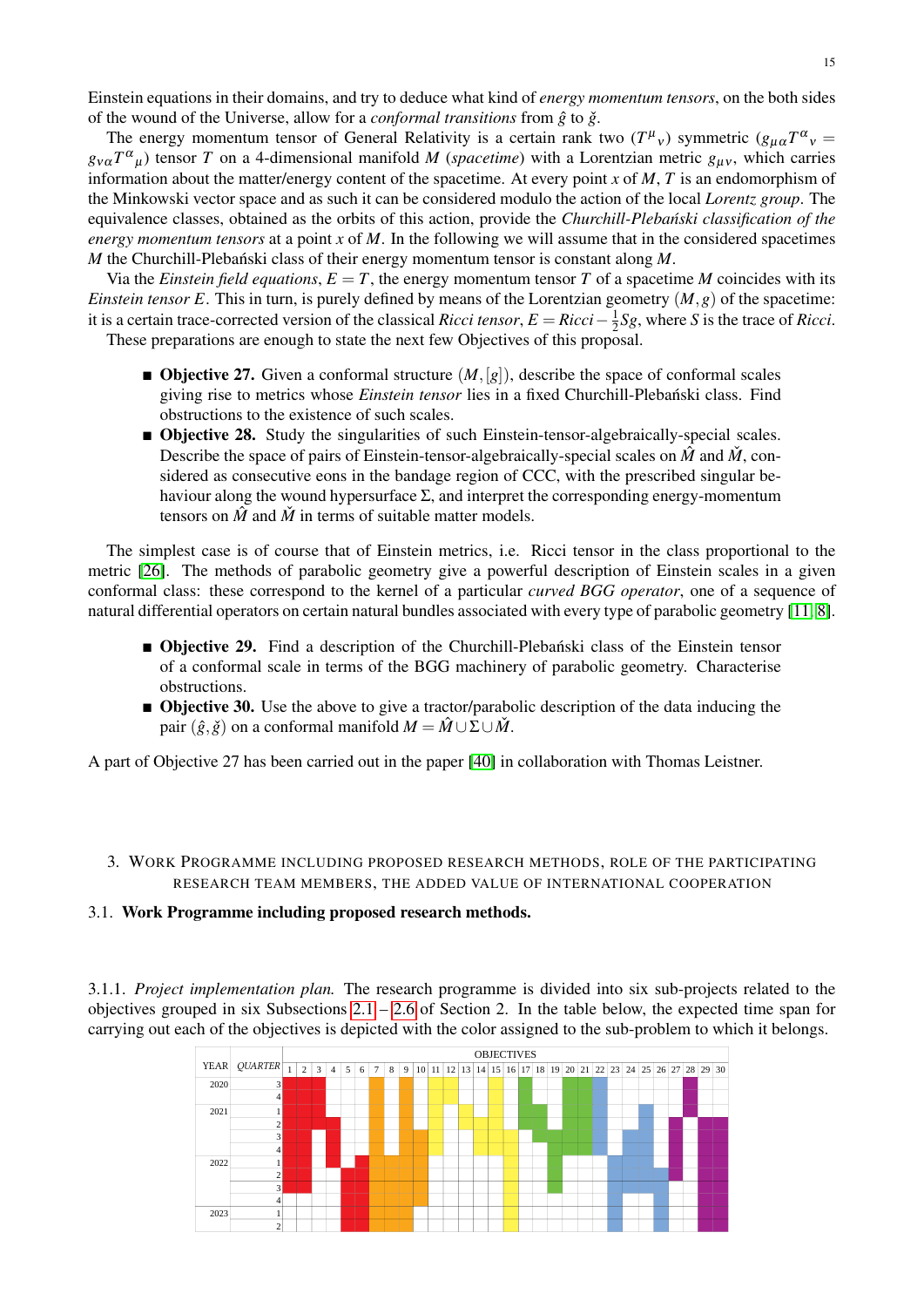Einstein equations in their domains, and try to deduce what kind of *energy momentum tensors*, on the both sides of the wound of the Universe, allow for a *conformal transitions* from $\hat{g}$ to $\check{g}$.

The energy momentum tensor of General Relativity is a certain rank two ($T^{\mu}{}_{\nu}$) symmetric ($g_{\mu\alpha}T^{\alpha}{}_{\nu} = g_{\nu\alpha}T^{\alpha}{}_{\mu}$) tensor $T$ on a 4-dimensional manifold $M$ (*spacetime*) with a Lorentzian metric $g_{\mu\nu}$, which carries information about the matter/energy content of the spacetime. At every point $x$ of $M$, $T$ is an endomorphism of the Minkowski vector space and as such it can be considered modulo the action of the local *Lorentz group*. The equivalence classes, obtained as the orbits of this action, provide the *Churchill-Plebański classification of the energy momentum tensors* at a point $x$ of $M$. In the following we will assume that in the considered spacetimes $M$ the Churchill-Plebański class of their energy momentum tensor is constant along $M$.

Via the *Einstein field equations*, $E = T$, the energy momentum tensor $T$ of a spacetime $M$ coincides with its *Einstein tensor* $E$. This in turn, is purely defined by means of the Lorentzian geometry $(M, g)$ of the spacetime: it is a certain trace-corrected version of the classical *Ricci tensor*, $E = Ricci - \frac{1}{2}Sg$, where $S$ is the trace of *Ricci*.

These preparations are enough to state the next few Objectives of this proposal.

- **Objective 27.** Given a conformal structure $(M, [g])$, describe the space of conformal scales giving rise to metrics whose *Einstein tensor* lies in a fixed Churchill-Plebański class. Find obstructions to the existence of such scales.
- **Objective 28.** Study the singularities of such Einstein-tensor-algebraically-special scales. Describe the space of pairs of Einstein-tensor-algebraically-special scales on $\hat{M}$ and $\check{M}$, considered as consecutive eons in the bandage region of CCC, with the prescribed singular behaviour along the wound hypersurface $\Sigma$, and interpret the corresponding energy-momentum tensors on $\hat{M}$ and $\check{M}$ in terms of suitable matter models.

The simplest case is of course that of Einstein metrics, i.e. Ricci tensor in the class proportional to the metric [26]. The methods of parabolic geometry give a powerful description of Einstein scales in a given conformal class: these correspond to the kernel of a particular *curved BGG operator*, one of a sequence of natural differential operators on certain natural bundles associated with every type of parabolic geometry [11, 8].

- **Objective 29.** Find a description of the Churchill-Plebański class of the Einstein tensor of a conformal scale in terms of the BGG machinery of parabolic geometry. Characterise obstructions.
- **Objective 30.** Use the above to give a tractor/parabolic description of the data inducing the pair $(\hat{g}, \check{g})$ on a conformal manifold $M = \hat{M} \cup \Sigma \cup \check{M}$.

A part of Objective 27 has been carried out in the paper [40] in collaboration with Thomas Leistner.

## 3. Work Programme including proposed research methods, role of the participating research team members, the added value of international cooperation

### 3.1. Work Programme including proposed research methods.

3.1.1. *Project implementation plan.* The research programme is divided into six sub-projects related to the objectives grouped in six Subsections 2.1 – 2.6 of Section 2. In the table below, the expected time span for carrying out each of the objectives is depicted with the color assigned to the sub-problem to which it belongs.

| YEAR | QUARTER | 1 | 2 | 3 | 4 | 5 | 6 | 7 | 8 | 9 | 10 | 11 | 12 | 13 | 14 | 15 | 16 | 17 | 18 | 19 | 20 | 21 | 22 | 23 | 24 | 25 | 26 | 27 | 28 | 29 | 30 |
|---|---|---|---|---|---|---|---|---|---|---|---|---|---|---|---|---|---|---|---|---|---|---|---|---|---|---|---|---|---|---|---|
| 2020 | 3 | red | red | red | | | | orange | | orange | | yellow | yellow | | | yellow | | green | | | green | green | blue | | | | | | purple | | |
| | 4 | red | red | red | | | | orange | | orange | | yellow | yellow | | | yellow | | green | | | green | green | blue | | | | | | purple | | |
| 2021 | 1 | red | red | red | | | | orange | | orange | | | yellow | yellow | | yellow | yellow | green | green | | green | green | blue | | | blue | | | purple | | |
| | 2 | red | red | | red | | | orange | | orange | | | | yellow | yellow | yellow | yellow | green | green | | green | green | blue | | | blue | | purple | | purple | purple |
| | 3 | red | red | | red | | | orange | | orange | orange | | | | yellow | yellow | yellow | | green | green | green | green | | | blue | blue | | purple | | purple | purple |
| | 4 | red | red | | red | | | orange | | orange | orange | | | | yellow | yellow | yellow | | | green | green | green | | | blue | blue | | purple | | purple | purple |
| 2022 | 1 | red | red | | red | | red | orange | orange | orange | orange | | | | | | yellow | | | green | | | | blue | blue | blue | | purple | | purple | purple |
| | 2 | red | red | | | red | red | orange | orange | orange | orange | | | | | | yellow | | | green | | | | blue | blue | blue | blue | purple | | purple | purple |
| | 3 | red | red | | | red | red | orange | orange | orange | orange | | | | | | yellow | | | green | | | | blue | blue | blue | blue | | | purple | purple |
| | 4 | | | | | red | red | orange | orange | orange | orange | | | | | | yellow | | | | | | | blue | | | blue | | | purple | purple |
| 2023 | 1 | | | | | red | red | orange | orange | orange | | | | | | | yellow | | | | | | | blue | | | blue | | | purple | purple |
| | 2 | | | | | red | red | orange | orange | orange | | | | | | | yellow | | | | | | | blue | | | blue | | | purple | purple |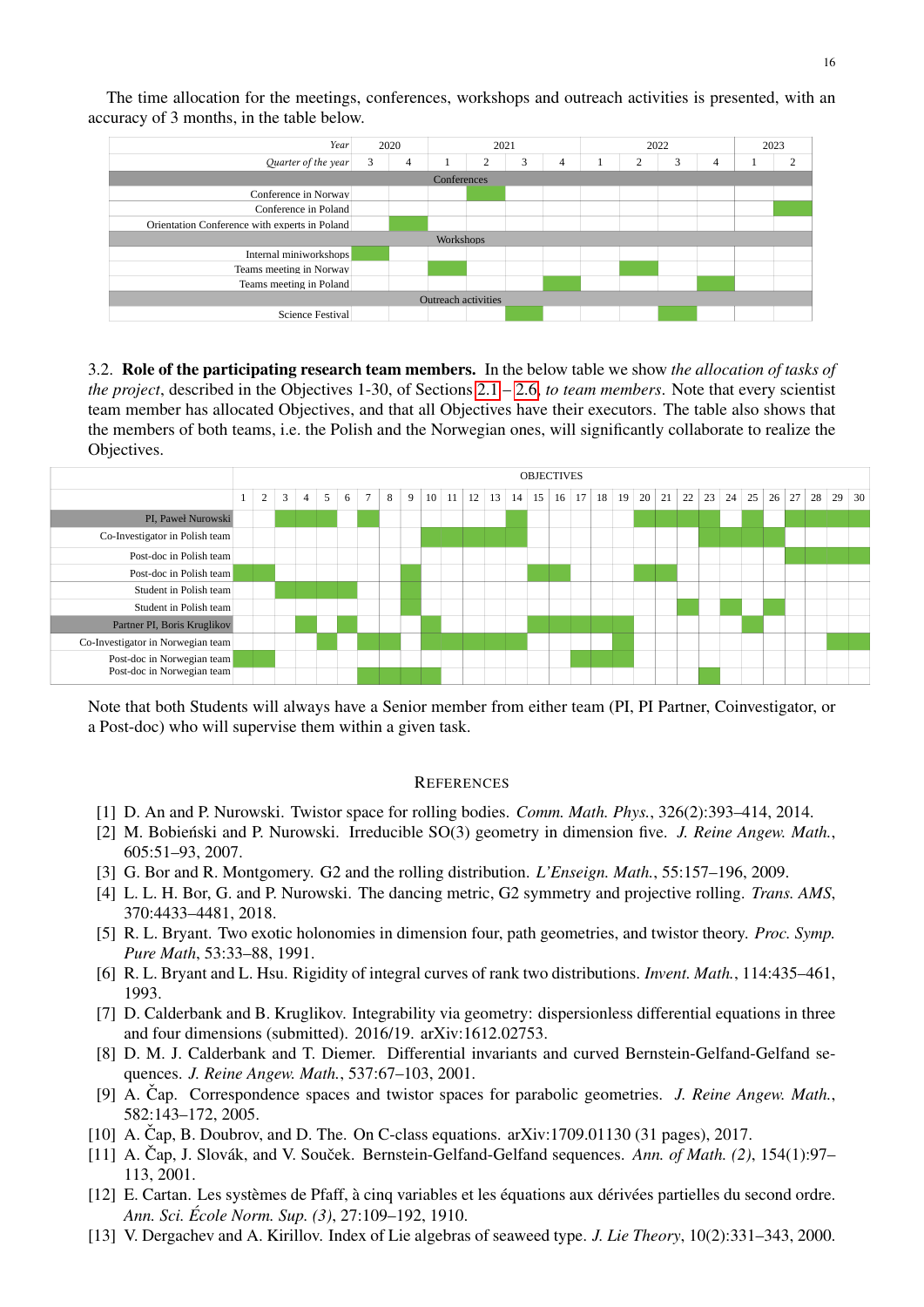The time allocation for the meetings, conferences, workshops and outreach activities is presented, with an accuracy of 3 months, in the table below.

| *Year* | 2020 | | 2021 | | | | 2022 | | | | 2023 | |
|---|---|---|---|---|---|---|---|---|---|---|---|---|
| *Quarter of the year* | 3 | 4 | 1 | 2 | 3 | 4 | 1 | 2 | 3 | 4 | 1 | 2 |
| **Conferences** | | | | | | | | | | | | |
| Conference in Norway | | | | ■ | | | | | | | | |
| Conference in Poland | | | | | | | | | | | | ■ |
| Orientation Conference with experts in Poland | | ■ | | | | | | | | | | |
| **Workshops** | | | | | | | | | | | | |
| Internal miniworkshops | ■ | | | | | | | | | | | |
| Teams meeting in Norway | | | ■ | | | | | ■ | | | | |
| Teams meeting in Poland | | | | | | ■ | | | | ■ | | |
| **Outreach activities** | | | | | | | | | | | | |
| Science Festival | | | | | ■ | | | | ■ | | | |

3.2. **Role of the participating research team members.** In the below table we show *the allocation of tasks of the project*, described in the Objectives 1-30, of Sections 2.1 – 2.6, *to team members*. Note that every scientist team member has allocated Objectives, and that all Objectives have their executors. The table also shows that the members of both teams, i.e. the Polish and the Norwegian ones, will significantly collaborate to realize the Objectives.

| | OBJECTIVES | | | | | | | | | | | | | | | | | | | | | | | | | | | | | |
|---|---|---|---|---|---|---|---|---|---|---|---|---|---|---|---|---|---|---|---|---|---|---|---|---|---|---|---|---|---|---|
| | 1 | 2 | 3 | 4 | 5 | 6 | 7 | 8 | 9 | 10 | 11 | 12 | 13 | 14 | 15 | 16 | 17 | 18 | 19 | 20 | 21 | 22 | 23 | 24 | 25 | 26 | 27 | 28 | 29 | 30 |
| PI, Paweł Nurowski | | | ■ | ■ | ■ | | ■ | | | | | | | ■ | | | | | | ■ | ■ | ■ | ■ | | ■ | | ■ | ■ | ■ | ■ |
| Co-Investigator in Polish team | | | | | | | | | | ■ | ■ | ■ | ■ | ■ | | | | | | | | | ■ | ■ | ■ | ■ | | | | |
| Post-doc in Polish team | | | | | | | | | | | | | | | | | | | | | | | | | | | ■ | ■ | ■ | ■ |
| Post-doc in Polish team | ■ | ■ | | | | | | | ■ | | | | | | ■ | ■ | | | | ■ | ■ | | | | | | | | | |
| Student in Polish team | | | ■ | ■ | ■ | ■ | | | ■ | | | | | | | | | | | | | | | | | | | | | |
| Student in Polish team | | | | | | | | | ■ | | | | | | | | | | | | | ■ | | ■ | | ■ | | | | |
| Partner PI, Boris Kruglikov | | | | ■ | | ■ | | | | ■ | | | | | ■ | ■ | ■ | ■ | ■ | | | | | | ■ | | | | | |
| Co-Investigator in Norwegian team | | | | | ■ | | ■ | ■ | | ■ | ■ | ■ | ■ | ■ | | | | | ■ | | | | | | | | | | ■ | ■ |
| Post-doc in Norwegian team | ■ | ■ | | | | | | | | | | | | | | | ■ | ■ | ■ | | | | | | | | | | | |
| Post-doc in Norwegian team | | | | | | | ■ | ■ | ■ | ■ | | | | | | | | | | | | | ■ | | | | | | | |

Note that both Students will always have a Senior member from either team (PI, PI Partner, Coinvestigator, or a Post-doc) who will supervise them within a given task.

## References

[1] D. An and P. Nurowski. Twistor space for rolling bodies. *Comm. Math. Phys.*, 326(2):393–414, 2014.

[2] M. Bobieński and P. Nurowski. Irreducible SO(3) geometry in dimension five. *J. Reine Angew. Math.*, 605:51–93, 2007.

[3] G. Bor and R. Montgomery. G2 and the rolling distribution. *L'Enseign. Math.*, 55:157–196, 2009.

[4] L. L. H. Bor, G. and P. Nurowski. The dancing metric, G2 symmetry and projective rolling. *Trans. AMS*, 370:4433–4481, 2018.

[5] R. L. Bryant. Two exotic holonomies in dimension four, path geometries, and twistor theory. *Proc. Symp. Pure Math*, 53:33–88, 1991.

[6] R. L. Bryant and L. Hsu. Rigidity of integral curves of rank two distributions. *Invent. Math.*, 114:435–461, 1993.

[7] D. Calderbank and B. Kruglikov. Integrability via geometry: dispersionless differential equations in three and four dimensions (submitted). 2016/19. arXiv:1612.02753.

[8] D. M. J. Calderbank and T. Diemer. Differential invariants and curved Bernstein-Gelfand-Gelfand sequences. *J. Reine Angew. Math.*, 537:67–103, 2001.

[9] A. Čap. Correspondence spaces and twistor spaces for parabolic geometries. *J. Reine Angew. Math.*, 582:143–172, 2005.

[10] A. Čap, B. Doubrov, and D. The. On C-class equations. arXiv:1709.01130 (31 pages), 2017.

[11] A. Čap, J. Slovák, and V. Souček. Bernstein-Gelfand-Gelfand sequences. *Ann. of Math. (2)*, 154(1):97–113, 2001.

[12] E. Cartan. Les systèmes de Pfaff, à cinq variables et les équations aux dérivées partielles du second ordre. *Ann. Sci. École Norm. Sup. (3)*, 27:109–192, 1910.

[13] V. Dergachev and A. Kirillov. Index of Lie algebras of seaweed type. *J. Lie Theory*, 10(2):331–343, 2000.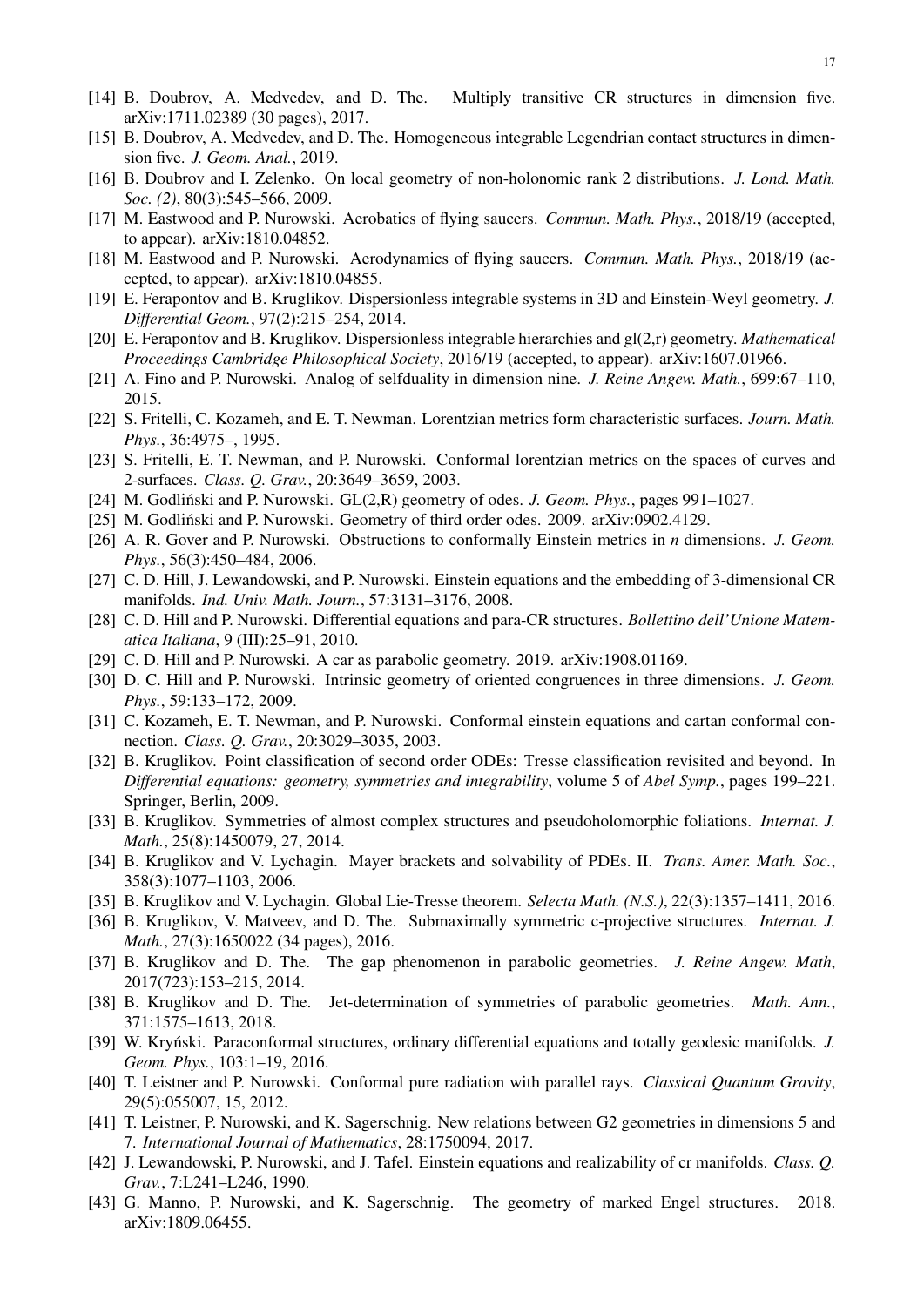[14] B. Doubrov, A. Medvedev, and D. The. Multiply transitive CR structures in dimension five. arXiv:1711.02389 (30 pages), 2017.

[15] B. Doubrov, A. Medvedev, and D. The. Homogeneous integrable Legendrian contact structures in dimension five. *J. Geom. Anal.*, 2019.

[16] B. Doubrov and I. Zelenko. On local geometry of non-holonomic rank 2 distributions. *J. Lond. Math. Soc. (2)*, 80(3):545–566, 2009.

[17] M. Eastwood and P. Nurowski. Aerobatics of flying saucers. *Commun. Math. Phys.*, 2018/19 (accepted, to appear). arXiv:1810.04852.

[18] M. Eastwood and P. Nurowski. Aerodynamics of flying saucers. *Commun. Math. Phys.*, 2018/19 (accepted, to appear). arXiv:1810.04855.

[19] E. Ferapontov and B. Kruglikov. Dispersionless integrable systems in 3D and Einstein-Weyl geometry. *J. Differential Geom.*, 97(2):215–254, 2014.

[20] E. Ferapontov and B. Kruglikov. Dispersionless integrable hierarchies and gl(2,r) geometry. *Mathematical Proceedings Cambridge Philosophical Society*, 2016/19 (accepted, to appear). arXiv:1607.01966.

[21] A. Fino and P. Nurowski. Analog of selfduality in dimension nine. *J. Reine Angew. Math.*, 699:67–110, 2015.

[22] S. Fritelli, C. Kozameh, and E. T. Newman. Lorentzian metrics form characteristic surfaces. *Journ. Math. Phys.*, 36:4975–, 1995.

[23] S. Fritelli, E. T. Newman, and P. Nurowski. Conformal lorentzian metrics on the spaces of curves and 2-surfaces. *Class. Q. Grav.*, 20:3649–3659, 2003.

[24] M. Godliński and P. Nurowski. GL(2,R) geometry of odes. *J. Geom. Phys.*, pages 991–1027.

[25] M. Godliński and P. Nurowski. Geometry of third order odes. 2009. arXiv:0902.4129.

[26] A. R. Gover and P. Nurowski. Obstructions to conformally Einstein metrics in *n* dimensions. *J. Geom. Phys.*, 56(3):450–484, 2006.

[27] C. D. Hill, J. Lewandowski, and P. Nurowski. Einstein equations and the embedding of 3-dimensional CR manifolds. *Ind. Univ. Math. Journ.*, 57:3131–3176, 2008.

[28] C. D. Hill and P. Nurowski. Differential equations and para-CR structures. *Bollettino dell'Unione Matematica Italiana*, 9 (III):25–91, 2010.

[29] C. D. Hill and P. Nurowski. A car as parabolic geometry. 2019. arXiv:1908.01169.

[30] D. C. Hill and P. Nurowski. Intrinsic geometry of oriented congruences in three dimensions. *J. Geom. Phys.*, 59:133–172, 2009.

[31] C. Kozameh, E. T. Newman, and P. Nurowski. Conformal einstein equations and cartan conformal connection. *Class. Q. Grav.*, 20:3029–3035, 2003.

[32] B. Kruglikov. Point classification of second order ODEs: Tresse classification revisited and beyond. In *Differential equations: geometry, symmetries and integrability*, volume 5 of *Abel Symp.*, pages 199–221. Springer, Berlin, 2009.

[33] B. Kruglikov. Symmetries of almost complex structures and pseudoholomorphic foliations. *Internat. J. Math.*, 25(8):1450079, 27, 2014.

[34] B. Kruglikov and V. Lychagin. Mayer brackets and solvability of PDEs. II. *Trans. Amer. Math. Soc.*, 358(3):1077–1103, 2006.

[35] B. Kruglikov and V. Lychagin. Global Lie-Tresse theorem. *Selecta Math. (N.S.)*, 22(3):1357–1411, 2016.

[36] B. Kruglikov, V. Matveev, and D. The. Submaximally symmetric c-projective structures. *Internat. J. Math.*, 27(3):1650022 (34 pages), 2016.

[37] B. Kruglikov and D. The. The gap phenomenon in parabolic geometries. *J. Reine Angew. Math*, 2017(723):153–215, 2014.

[38] B. Kruglikov and D. The. Jet-determination of symmetries of parabolic geometries. *Math. Ann.*, 371:1575–1613, 2018.

[39] W. Kryński. Paraconformal structures, ordinary differential equations and totally geodesic manifolds. *J. Geom. Phys.*, 103:1–19, 2016.

[40] T. Leistner and P. Nurowski. Conformal pure radiation with parallel rays. *Classical Quantum Gravity*, 29(5):055007, 15, 2012.

[41] T. Leistner, P. Nurowski, and K. Sagerschnig. New relations between G2 geometries in dimensions 5 and 7. *International Journal of Mathematics*, 28:1750094, 2017.

[42] J. Lewandowski, P. Nurowski, and J. Tafel. Einstein equations and realizability of cr manifolds. *Class. Q. Grav.*, 7:L241–L246, 1990.

[43] G. Manno, P. Nurowski, and K. Sagerschnig. The geometry of marked Engel structures. 2018. arXiv:1809.06455.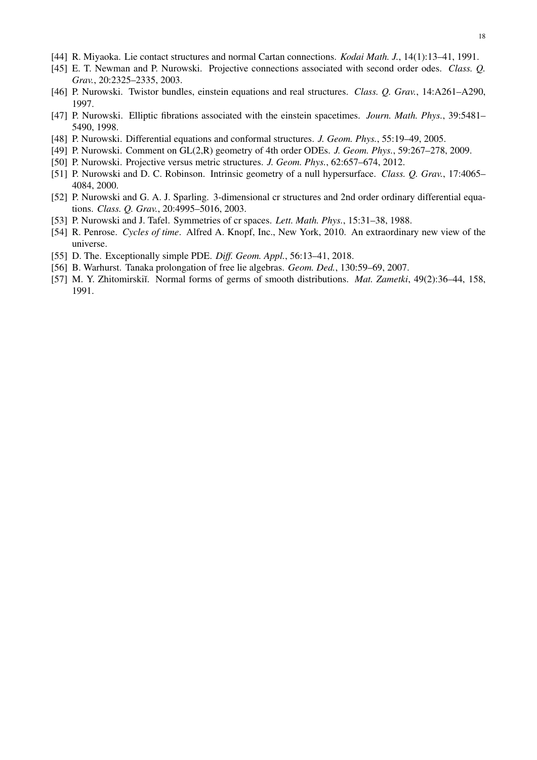[44] R. Miyaoka. Lie contact structures and normal Cartan connections. *Kodai Math. J.*, 14(1):13–41, 1991.

[45] E. T. Newman and P. Nurowski. Projective connections associated with second order odes. *Class. Q. Grav.*, 20:2325–2335, 2003.

[46] P. Nurowski. Twistor bundles, einstein equations and real structures. *Class. Q. Grav.*, 14:A261–A290, 1997.

[47] P. Nurowski. Elliptic fibrations associated with the einstein spacetimes. *Journ. Math. Phys.*, 39:5481–5490, 1998.

[48] P. Nurowski. Differential equations and conformal structures. *J. Geom. Phys.*, 55:19–49, 2005.

[49] P. Nurowski. Comment on GL(2,R) geometry of 4th order ODEs. *J. Geom. Phys.*, 59:267–278, 2009.

[50] P. Nurowski. Projective versus metric structures. *J. Geom. Phys.*, 62:657–674, 2012.

[51] P. Nurowski and D. C. Robinson. Intrinsic geometry of a null hypersurface. *Class. Q. Grav.*, 17:4065–4084, 2000.

[52] P. Nurowski and G. A. J. Sparling. 3-dimensional cr structures and 2nd order ordinary differential equations. *Class. Q. Grav.*, 20:4995–5016, 2003.

[53] P. Nurowski and J. Tafel. Symmetries of cr spaces. *Lett. Math. Phys.*, 15:31–38, 1988.

[54] R. Penrose. *Cycles of time*. Alfred A. Knopf, Inc., New York, 2010. An extraordinary new view of the universe.

[55] D. The. Exceptionally simple PDE. *Diff. Geom. Appl.*, 56:13–41, 2018.

[56] B. Warhurst. Tanaka prolongation of free lie algebras. *Geom. Ded.*, 130:59–69, 2007.

[57] M. Y. Zhitomirskiĭ. Normal forms of germs of smooth distributions. *Mat. Zametki*, 49(2):36–44, 158, 1991.